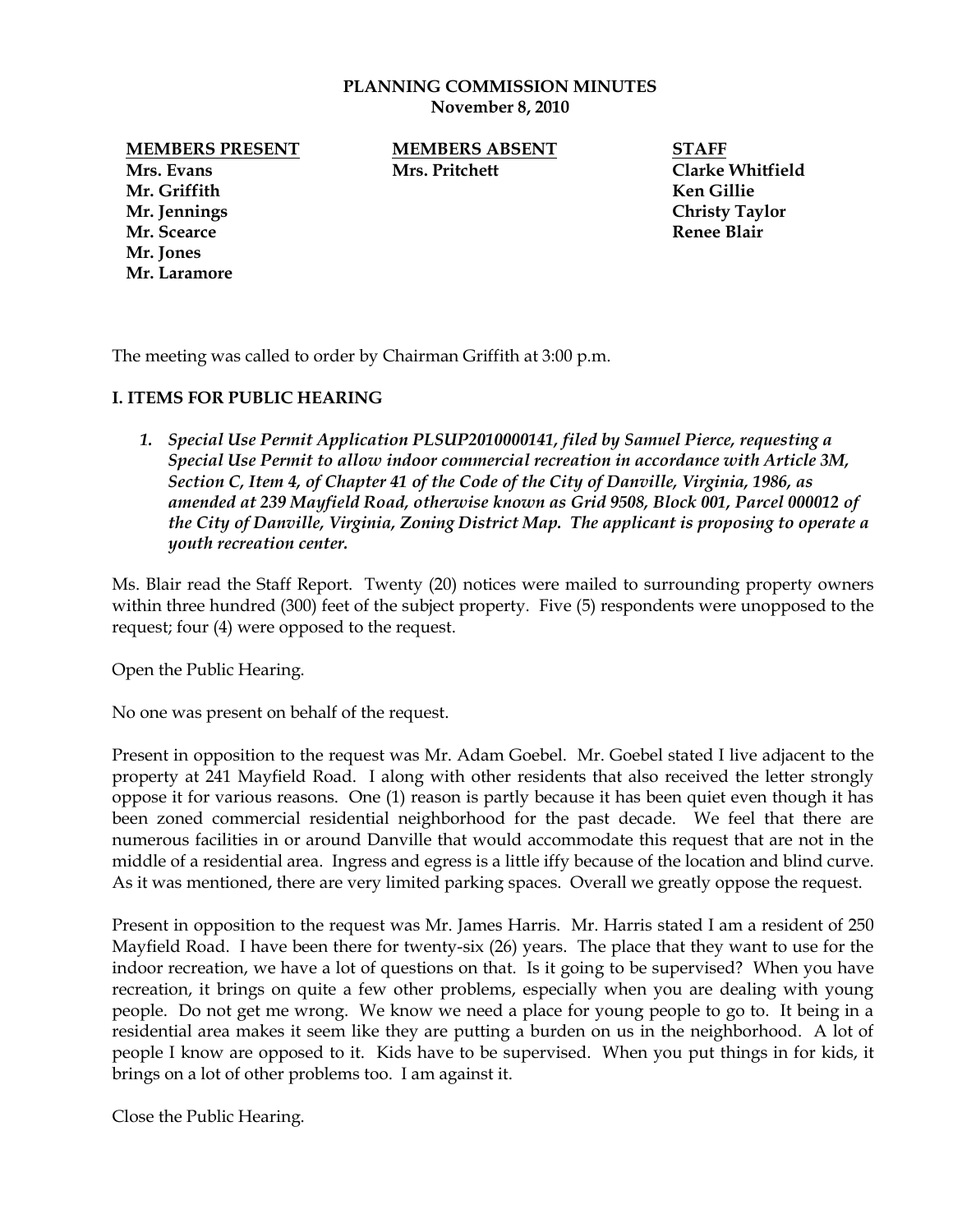# PLANNING COMMISSION MINUTES
**November 8, 2010**

| MEMBERS PRESENT | MEMBERS ABSENT | STAFF |
|---|---|---|
| Mrs. Evans | Mrs. Pritchett | Clarke Whitfield |
| Mr. Griffith | | Ken Gillie |
| Mr. Jennings | | Christy Taylor |
| Mr. Scearce | | Renee Blair |
| Mr. Jones | | |
| Mr. Laramore | | |

The meeting was called to order by Chairman Griffith at 3:00 p.m.

## I. ITEMS FOR PUBLIC HEARING

1. ***Special Use Permit Application PLSUP2010000141, filed by Samuel Pierce, requesting a Special Use Permit to allow indoor commercial recreation in accordance with Article 3M, Section C, Item 4, of Chapter 41 of the Code of the City of Danville, Virginia, 1986, as amended at 239 Mayfield Road, otherwise known as Grid 9508, Block 001, Parcel 000012 of the City of Danville, Virginia, Zoning District Map. The applicant is proposing to operate a youth recreation center.***

Ms. Blair read the Staff Report. Twenty (20) notices were mailed to surrounding property owners within three hundred (300) feet of the subject property. Five (5) respondents were unopposed to the request; four (4) were opposed to the request.

Open the Public Hearing.

No one was present on behalf of the request.

Present in opposition to the request was Mr. Adam Goebel. Mr. Goebel stated I live adjacent to the property at 241 Mayfield Road. I along with other residents that also received the letter strongly oppose it for various reasons. One (1) reason is partly because it has been quiet even though it has been zoned commercial residential neighborhood for the past decade. We feel that there are numerous facilities in or around Danville that would accommodate this request that are not in the middle of a residential area. Ingress and egress is a little iffy because of the location and blind curve. As it was mentioned, there are very limited parking spaces. Overall we greatly oppose the request.

Present in opposition to the request was Mr. James Harris. Mr. Harris stated I am a resident of 250 Mayfield Road. I have been there for twenty-six (26) years. The place that they want to use for the indoor recreation, we have a lot of questions on that. Is it going to be supervised? When you have recreation, it brings on quite a few other problems, especially when you are dealing with young people. Do not get me wrong. We know we need a place for young people to go to. It being in a residential area makes it seem like they are putting a burden on us in the neighborhood. A lot of people I know are opposed to it. Kids have to be supervised. When you put things in for kids, it brings on a lot of other problems too. I am against it.

Close the Public Hearing.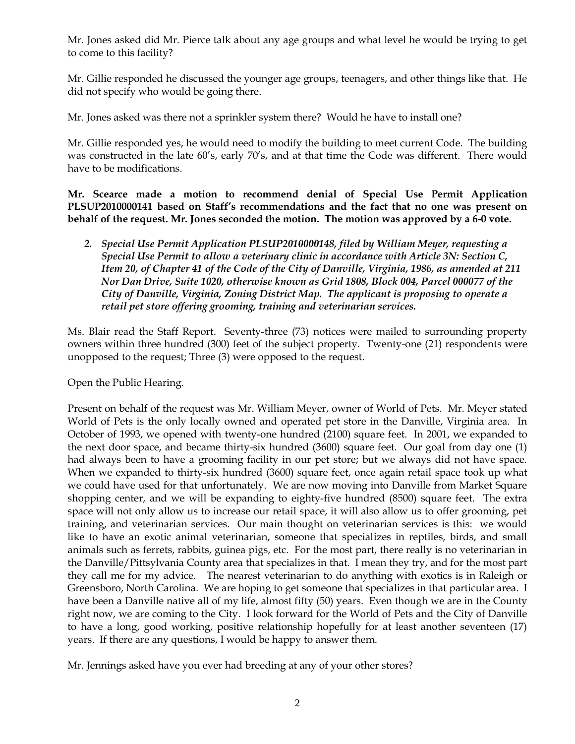Mr. Jones asked did Mr. Pierce talk about any age groups and what level he would be trying to get to come to this facility?

Mr. Gillie responded he discussed the younger age groups, teenagers, and other things like that. He did not specify who would be going there.

Mr. Jones asked was there not a sprinkler system there? Would he have to install one?

Mr. Gillie responded yes, he would need to modify the building to meet current Code. The building was constructed in the late 60's, early 70's, and at that time the Code was different. There would have to be modifications.

**Mr. Scearce made a motion to recommend denial of Special Use Permit Application PLSUP2010000141 based on Staff's recommendations and the fact that no one was present on behalf of the request. Mr. Jones seconded the motion. The motion was approved by a 6-0 vote.**

2. ***Special Use Permit Application PLSUP2010000148, filed by William Meyer, requesting a Special Use Permit to allow a veterinary clinic in accordance with Article 3N: Section C, Item 20, of Chapter 41 of the Code of the City of Danville, Virginia, 1986, as amended at 211 Nor Dan Drive, Suite 1020, otherwise known as Grid 1808, Block 004, Parcel 000077 of the City of Danville, Virginia, Zoning District Map. The applicant is proposing to operate a retail pet store offering grooming, training and veterinarian services.***

Ms. Blair read the Staff Report. Seventy-three (73) notices were mailed to surrounding property owners within three hundred (300) feet of the subject property. Twenty-one (21) respondents were unopposed to the request; Three (3) were opposed to the request.

Open the Public Hearing.

Present on behalf of the request was Mr. William Meyer, owner of World of Pets. Mr. Meyer stated World of Pets is the only locally owned and operated pet store in the Danville, Virginia area. In October of 1993, we opened with twenty-one hundred (2100) square feet. In 2001, we expanded to the next door space, and became thirty-six hundred (3600) square feet. Our goal from day one (1) had always been to have a grooming facility in our pet store; but we always did not have space. When we expanded to thirty-six hundred (3600) square feet, once again retail space took up what we could have used for that unfortunately. We are now moving into Danville from Market Square shopping center, and we will be expanding to eighty-five hundred (8500) square feet. The extra space will not only allow us to increase our retail space, it will also allow us to offer grooming, pet training, and veterinarian services. Our main thought on veterinarian services is this: we would like to have an exotic animal veterinarian, someone that specializes in reptiles, birds, and small animals such as ferrets, rabbits, guinea pigs, etc. For the most part, there really is no veterinarian in the Danville/Pittsylvania County area that specializes in that. I mean they try, and for the most part they call me for my advice. The nearest veterinarian to do anything with exotics is in Raleigh or Greensboro, North Carolina. We are hoping to get someone that specializes in that particular area. I have been a Danville native all of my life, almost fifty (50) years. Even though we are in the County right now, we are coming to the City. I look forward for the World of Pets and the City of Danville to have a long, good working, positive relationship hopefully for at least another seventeen (17) years. If there are any questions, I would be happy to answer them.

Mr. Jennings asked have you ever had breeding at any of your other stores?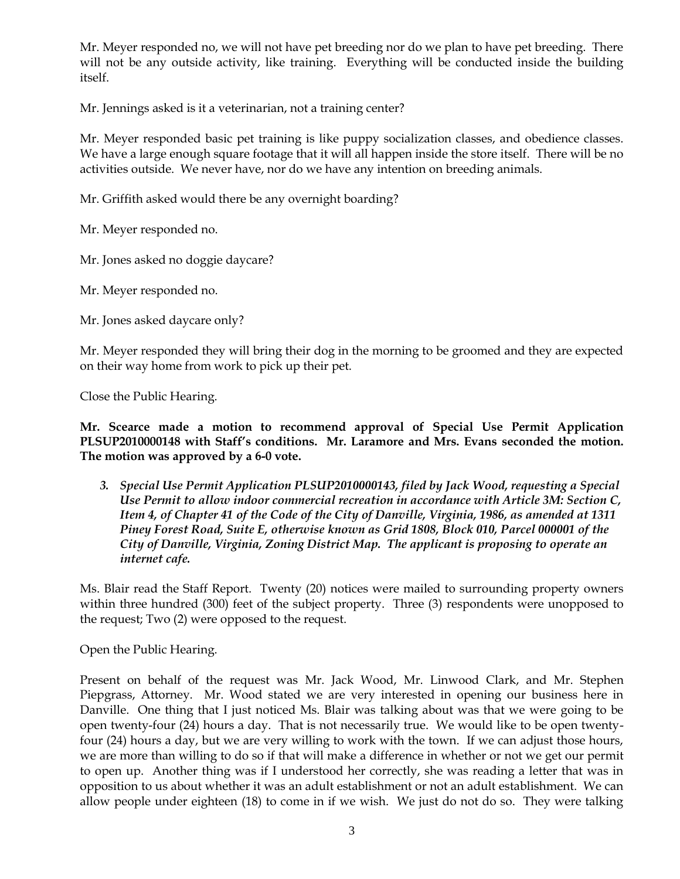Mr. Meyer responded no, we will not have pet breeding nor do we plan to have pet breeding. There will not be any outside activity, like training. Everything will be conducted inside the building itself.

Mr. Jennings asked is it a veterinarian, not a training center?

Mr. Meyer responded basic pet training is like puppy socialization classes, and obedience classes. We have a large enough square footage that it will all happen inside the store itself. There will be no activities outside. We never have, nor do we have any intention on breeding animals.

Mr. Griffith asked would there be any overnight boarding?

Mr. Meyer responded no.

Mr. Jones asked no doggie daycare?

Mr. Meyer responded no.

Mr. Jones asked daycare only?

Mr. Meyer responded they will bring their dog in the morning to be groomed and they are expected on their way home from work to pick up their pet.

Close the Public Hearing.

**Mr. Scearce made a motion to recommend approval of Special Use Permit Application PLSUP2010000148 with Staff's conditions. Mr. Laramore and Mrs. Evans seconded the motion. The motion was approved by a 6-0 vote.**

3. ***Special Use Permit Application PLSUP2010000143, filed by Jack Wood, requesting a Special Use Permit to allow indoor commercial recreation in accordance with Article 3M: Section C, Item 4, of Chapter 41 of the Code of the City of Danville, Virginia, 1986, as amended at 1311 Piney Forest Road, Suite E, otherwise known as Grid 1808, Block 010, Parcel 000001 of the City of Danville, Virginia, Zoning District Map. The applicant is proposing to operate an internet cafe.***

Ms. Blair read the Staff Report. Twenty (20) notices were mailed to surrounding property owners within three hundred (300) feet of the subject property. Three (3) respondents were unopposed to the request; Two (2) were opposed to the request.

Open the Public Hearing.

Present on behalf of the request was Mr. Jack Wood, Mr. Linwood Clark, and Mr. Stephen Piepgrass, Attorney. Mr. Wood stated we are very interested in opening our business here in Danville. One thing that I just noticed Ms. Blair was talking about was that we were going to be open twenty-four (24) hours a day. That is not necessarily true. We would like to be open twenty-four (24) hours a day, but we are very willing to work with the town. If we can adjust those hours, we are more than willing to do so if that will make a difference in whether or not we get our permit to open up. Another thing was if I understood her correctly, she was reading a letter that was in opposition to us about whether it was an adult establishment or not an adult establishment. We can allow people under eighteen (18) to come in if we wish. We just do not do so. They were talking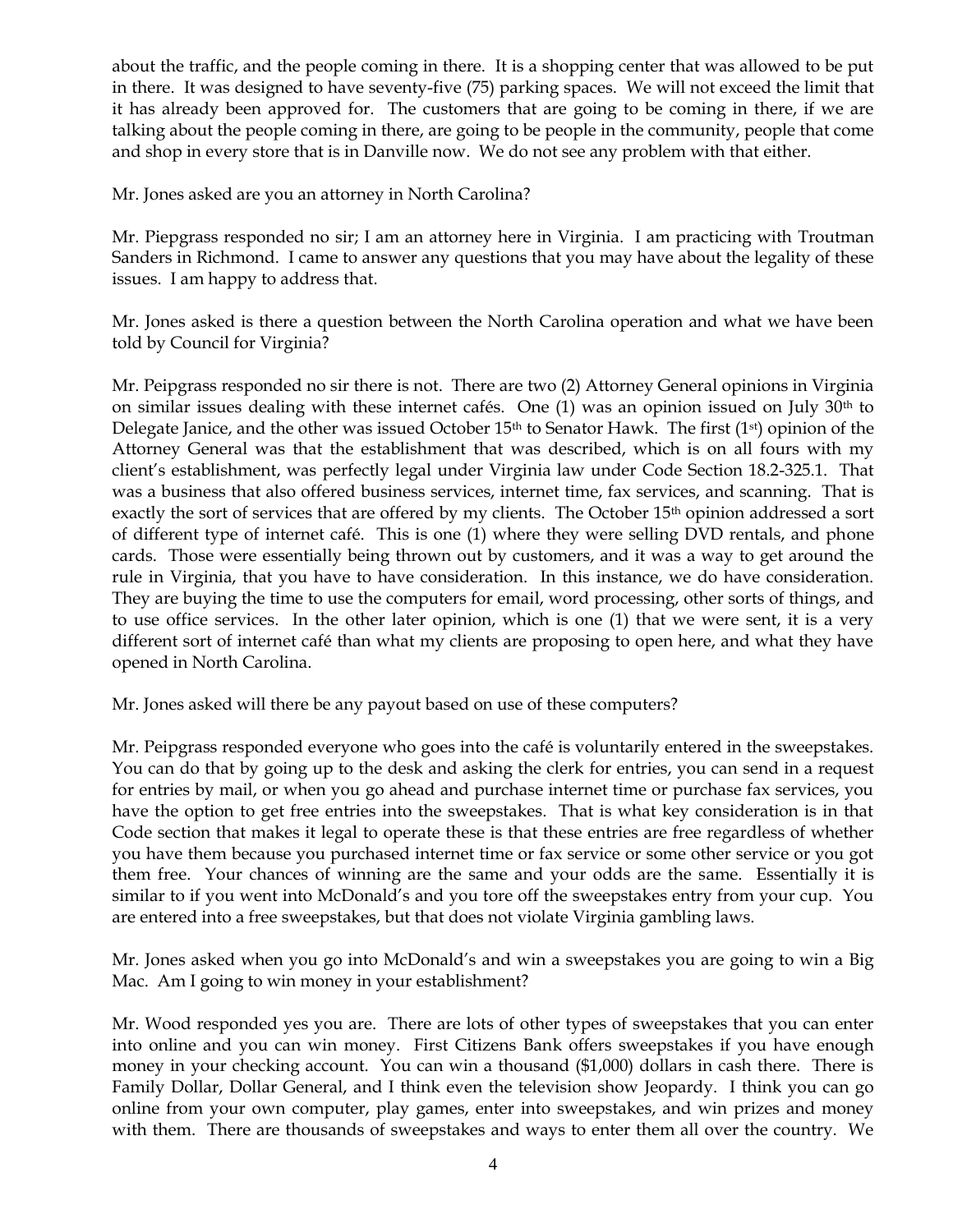about the traffic, and the people coming in there. It is a shopping center that was allowed to be put in there. It was designed to have seventy-five (75) parking spaces. We will not exceed the limit that it has already been approved for. The customers that are going to be coming in there, if we are talking about the people coming in there, are going to be people in the community, people that come and shop in every store that is in Danville now. We do not see any problem with that either.

Mr. Jones asked are you an attorney in North Carolina?

Mr. Piepgrass responded no sir; I am an attorney here in Virginia. I am practicing with Troutman Sanders in Richmond. I came to answer any questions that you may have about the legality of these issues. I am happy to address that.

Mr. Jones asked is there a question between the North Carolina operation and what we have been told by Council for Virginia?

Mr. Peipgrass responded no sir there is not. There are two (2) Attorney General opinions in Virginia on similar issues dealing with these internet cafés. One (1) was an opinion issued on July 30th to Delegate Janice, and the other was issued October 15th to Senator Hawk. The first (1st) opinion of the Attorney General was that the establishment that was described, which is on all fours with my client's establishment, was perfectly legal under Virginia law under Code Section 18.2-325.1. That was a business that also offered business services, internet time, fax services, and scanning. That is exactly the sort of services that are offered by my clients. The October 15th opinion addressed a sort of different type of internet café. This is one (1) where they were selling DVD rentals, and phone cards. Those were essentially being thrown out by customers, and it was a way to get around the rule in Virginia, that you have to have consideration. In this instance, we do have consideration. They are buying the time to use the computers for email, word processing, other sorts of things, and to use office services. In the other later opinion, which is one (1) that we were sent, it is a very different sort of internet café than what my clients are proposing to open here, and what they have opened in North Carolina.

Mr. Jones asked will there be any payout based on use of these computers?

Mr. Peipgrass responded everyone who goes into the café is voluntarily entered in the sweepstakes. You can do that by going up to the desk and asking the clerk for entries, you can send in a request for entries by mail, or when you go ahead and purchase internet time or purchase fax services, you have the option to get free entries into the sweepstakes. That is what key consideration is in that Code section that makes it legal to operate these is that these entries are free regardless of whether you have them because you purchased internet time or fax service or some other service or you got them free. Your chances of winning are the same and your odds are the same. Essentially it is similar to if you went into McDonald's and you tore off the sweepstakes entry from your cup. You are entered into a free sweepstakes, but that does not violate Virginia gambling laws.

Mr. Jones asked when you go into McDonald's and win a sweepstakes you are going to win a Big Mac. Am I going to win money in your establishment?

Mr. Wood responded yes you are. There are lots of other types of sweepstakes that you can enter into online and you can win money. First Citizens Bank offers sweepstakes if you have enough money in your checking account. You can win a thousand ($1,000) dollars in cash there. There is Family Dollar, Dollar General, and I think even the television show Jeopardy. I think you can go online from your own computer, play games, enter into sweepstakes, and win prizes and money with them. There are thousands of sweepstakes and ways to enter them all over the country. We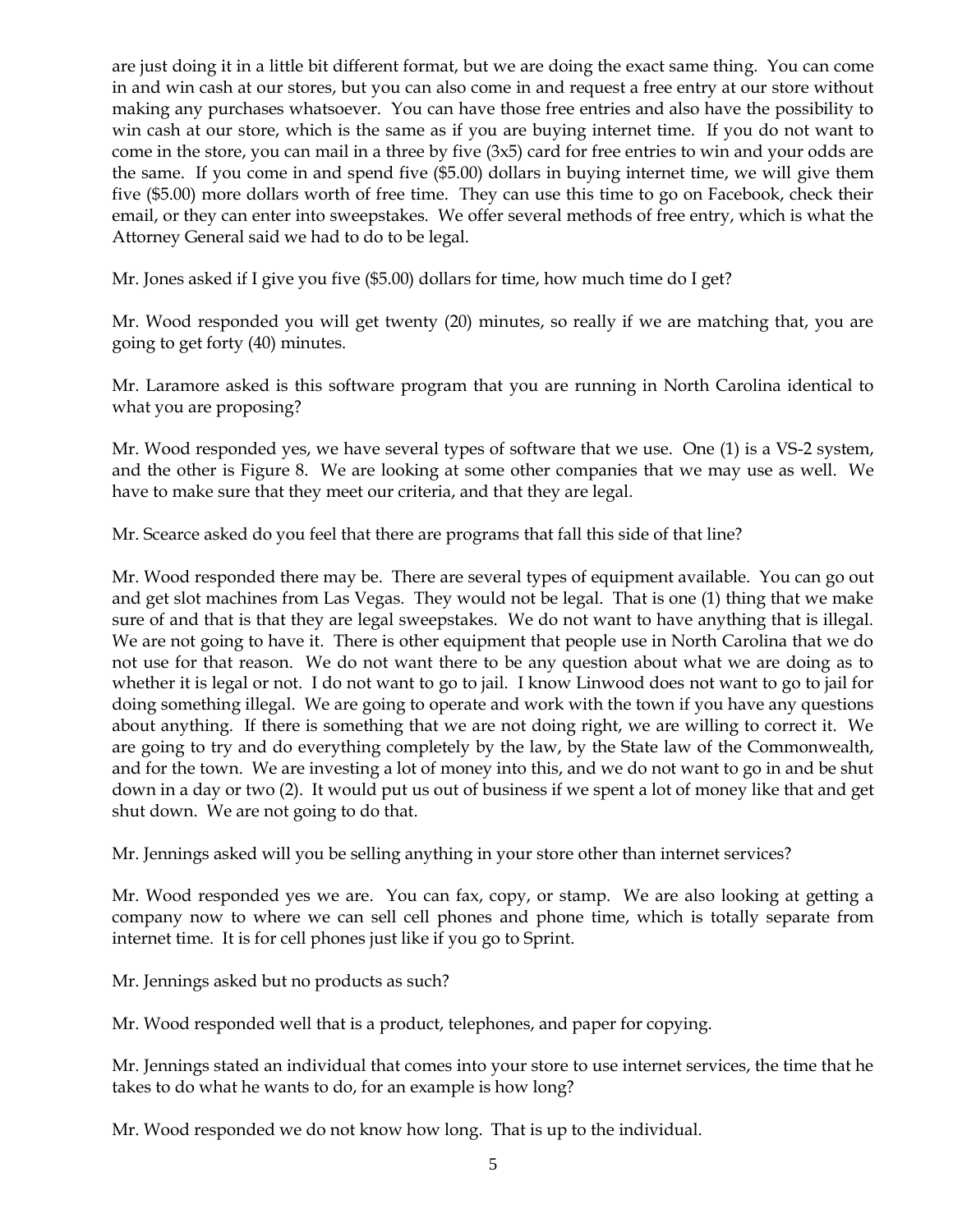are just doing it in a little bit different format, but we are doing the exact same thing. You can come in and win cash at our stores, but you can also come in and request a free entry at our store without making any purchases whatsoever. You can have those free entries and also have the possibility to win cash at our store, which is the same as if you are buying internet time. If you do not want to come in the store, you can mail in a three by five (3x5) card for free entries to win and your odds are the same. If you come in and spend five ($5.00) dollars in buying internet time, we will give them five ($5.00) more dollars worth of free time. They can use this time to go on Facebook, check their email, or they can enter into sweepstakes. We offer several methods of free entry, which is what the Attorney General said we had to do to be legal.

Mr. Jones asked if I give you five ($5.00) dollars for time, how much time do I get?

Mr. Wood responded you will get twenty (20) minutes, so really if we are matching that, you are going to get forty (40) minutes.

Mr. Laramore asked is this software program that you are running in North Carolina identical to what you are proposing?

Mr. Wood responded yes, we have several types of software that we use. One (1) is a VS-2 system, and the other is Figure 8. We are looking at some other companies that we may use as well. We have to make sure that they meet our criteria, and that they are legal.

Mr. Scearce asked do you feel that there are programs that fall this side of that line?

Mr. Wood responded there may be. There are several types of equipment available. You can go out and get slot machines from Las Vegas. They would not be legal. That is one (1) thing that we make sure of and that is that they are legal sweepstakes. We do not want to have anything that is illegal. We are not going to have it. There is other equipment that people use in North Carolina that we do not use for that reason. We do not want there to be any question about what we are doing as to whether it is legal or not. I do not want to go to jail. I know Linwood does not want to go to jail for doing something illegal. We are going to operate and work with the town if you have any questions about anything. If there is something that we are not doing right, we are willing to correct it. We are going to try and do everything completely by the law, by the State law of the Commonwealth, and for the town. We are investing a lot of money into this, and we do not want to go in and be shut down in a day or two (2). It would put us out of business if we spent a lot of money like that and get shut down. We are not going to do that.

Mr. Jennings asked will you be selling anything in your store other than internet services?

Mr. Wood responded yes we are. You can fax, copy, or stamp. We are also looking at getting a company now to where we can sell cell phones and phone time, which is totally separate from internet time. It is for cell phones just like if you go to Sprint.

Mr. Jennings asked but no products as such?

Mr. Wood responded well that is a product, telephones, and paper for copying.

Mr. Jennings stated an individual that comes into your store to use internet services, the time that he takes to do what he wants to do, for an example is how long?

Mr. Wood responded we do not know how long. That is up to the individual.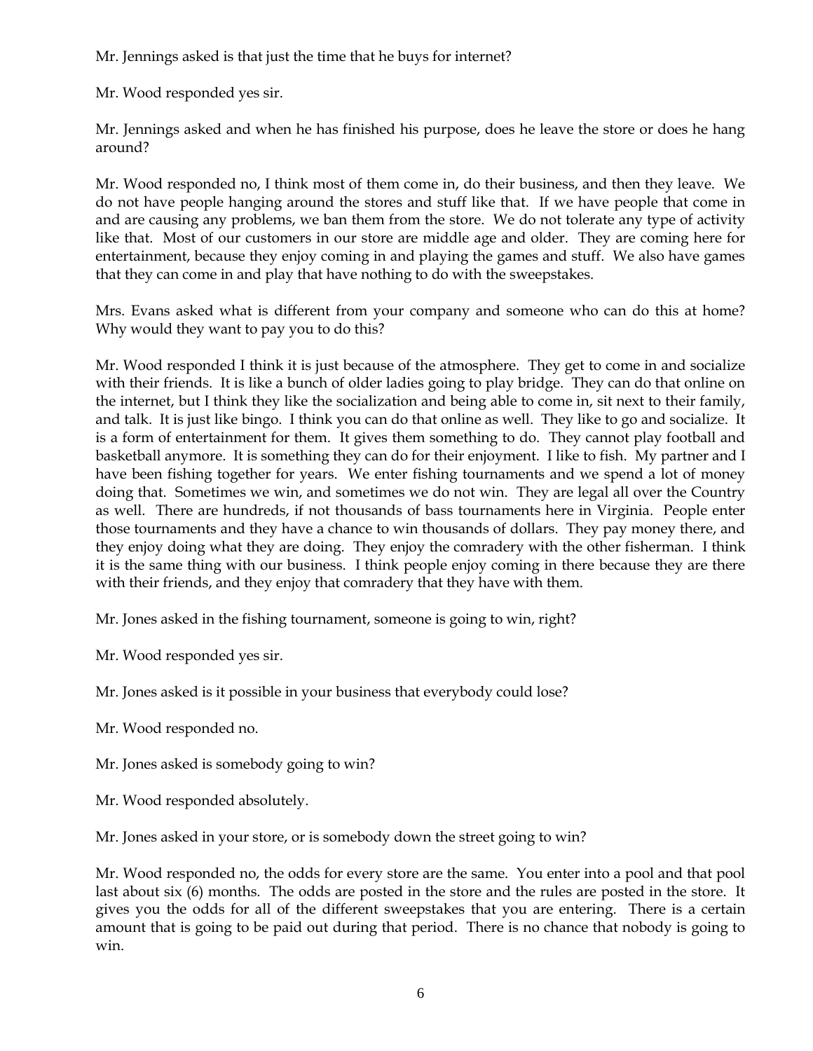Mr. Jennings asked is that just the time that he buys for internet?

Mr. Wood responded yes sir.

Mr. Jennings asked and when he has finished his purpose, does he leave the store or does he hang around?

Mr. Wood responded no, I think most of them come in, do their business, and then they leave. We do not have people hanging around the stores and stuff like that. If we have people that come in and are causing any problems, we ban them from the store. We do not tolerate any type of activity like that. Most of our customers in our store are middle age and older. They are coming here for entertainment, because they enjoy coming in and playing the games and stuff. We also have games that they can come in and play that have nothing to do with the sweepstakes.

Mrs. Evans asked what is different from your company and someone who can do this at home? Why would they want to pay you to do this?

Mr. Wood responded I think it is just because of the atmosphere. They get to come in and socialize with their friends. It is like a bunch of older ladies going to play bridge. They can do that online on the internet, but I think they like the socialization and being able to come in, sit next to their family, and talk. It is just like bingo. I think you can do that online as well. They like to go and socialize. It is a form of entertainment for them. It gives them something to do. They cannot play football and basketball anymore. It is something they can do for their enjoyment. I like to fish. My partner and I have been fishing together for years. We enter fishing tournaments and we spend a lot of money doing that. Sometimes we win, and sometimes we do not win. They are legal all over the Country as well. There are hundreds, if not thousands of bass tournaments here in Virginia. People enter those tournaments and they have a chance to win thousands of dollars. They pay money there, and they enjoy doing what they are doing. They enjoy the comradery with the other fisherman. I think it is the same thing with our business. I think people enjoy coming in there because they are there with their friends, and they enjoy that comradery that they have with them.

Mr. Jones asked in the fishing tournament, someone is going to win, right?

Mr. Wood responded yes sir.

Mr. Jones asked is it possible in your business that everybody could lose?

Mr. Wood responded no.

Mr. Jones asked is somebody going to win?

Mr. Wood responded absolutely.

Mr. Jones asked in your store, or is somebody down the street going to win?

Mr. Wood responded no, the odds for every store are the same. You enter into a pool and that pool last about six (6) months. The odds are posted in the store and the rules are posted in the store. It gives you the odds for all of the different sweepstakes that you are entering. There is a certain amount that is going to be paid out during that period. There is no chance that nobody is going to win.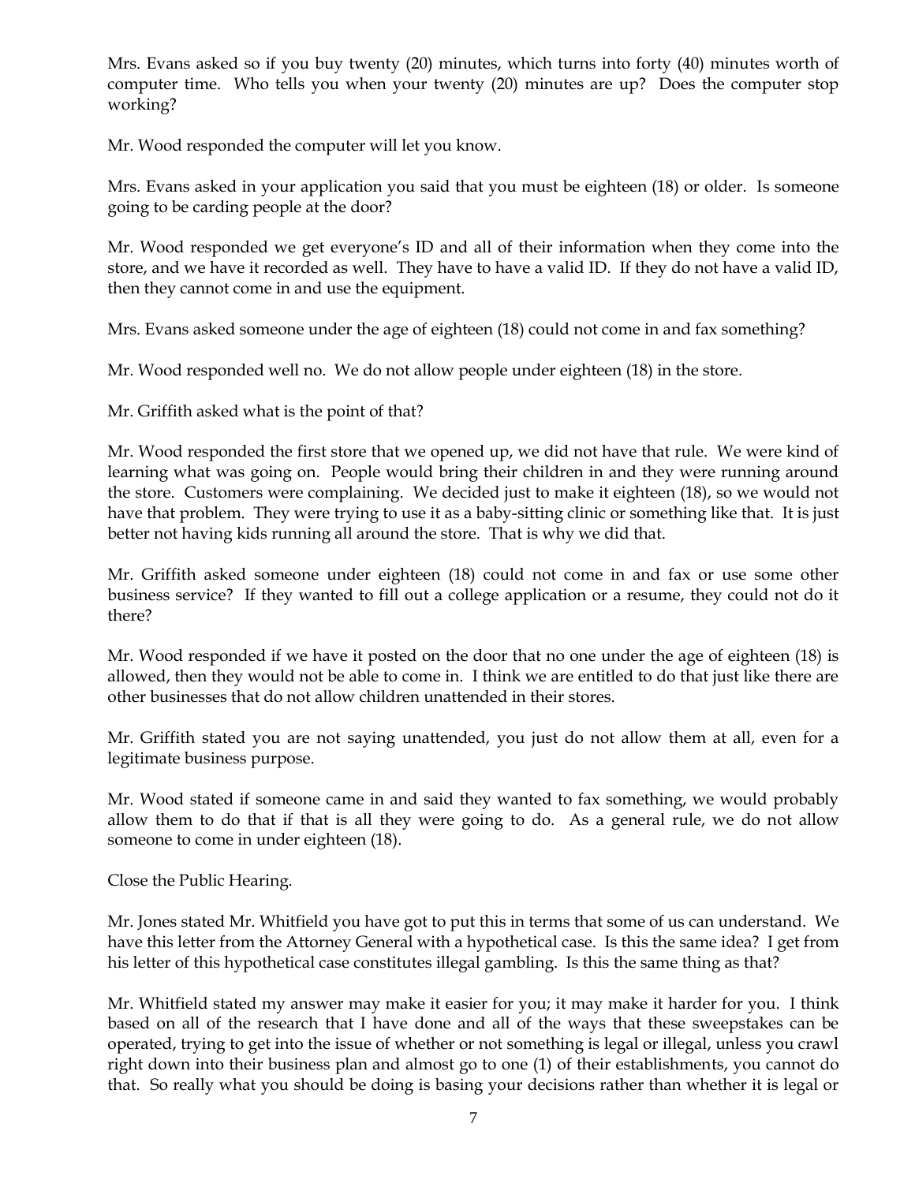Mrs. Evans asked so if you buy twenty (20) minutes, which turns into forty (40) minutes worth of computer time. Who tells you when your twenty (20) minutes are up? Does the computer stop working?

Mr. Wood responded the computer will let you know.

Mrs. Evans asked in your application you said that you must be eighteen (18) or older. Is someone going to be carding people at the door?

Mr. Wood responded we get everyone's ID and all of their information when they come into the store, and we have it recorded as well. They have to have a valid ID. If they do not have a valid ID, then they cannot come in and use the equipment.

Mrs. Evans asked someone under the age of eighteen (18) could not come in and fax something?

Mr. Wood responded well no. We do not allow people under eighteen (18) in the store.

Mr. Griffith asked what is the point of that?

Mr. Wood responded the first store that we opened up, we did not have that rule. We were kind of learning what was going on. People would bring their children in and they were running around the store. Customers were complaining. We decided just to make it eighteen (18), so we would not have that problem. They were trying to use it as a baby-sitting clinic or something like that. It is just better not having kids running all around the store. That is why we did that.

Mr. Griffith asked someone under eighteen (18) could not come in and fax or use some other business service? If they wanted to fill out a college application or a resume, they could not do it there?

Mr. Wood responded if we have it posted on the door that no one under the age of eighteen (18) is allowed, then they would not be able to come in. I think we are entitled to do that just like there are other businesses that do not allow children unattended in their stores.

Mr. Griffith stated you are not saying unattended, you just do not allow them at all, even for a legitimate business purpose.

Mr. Wood stated if someone came in and said they wanted to fax something, we would probably allow them to do that if that is all they were going to do. As a general rule, we do not allow someone to come in under eighteen (18).

Close the Public Hearing.

Mr. Jones stated Mr. Whitfield you have got to put this in terms that some of us can understand. We have this letter from the Attorney General with a hypothetical case. Is this the same idea? I get from his letter of this hypothetical case constitutes illegal gambling. Is this the same thing as that?

Mr. Whitfield stated my answer may make it easier for you; it may make it harder for you. I think based on all of the research that I have done and all of the ways that these sweepstakes can be operated, trying to get into the issue of whether or not something is legal or illegal, unless you crawl right down into their business plan and almost go to one (1) of their establishments, you cannot do that. So really what you should be doing is basing your decisions rather than whether it is legal or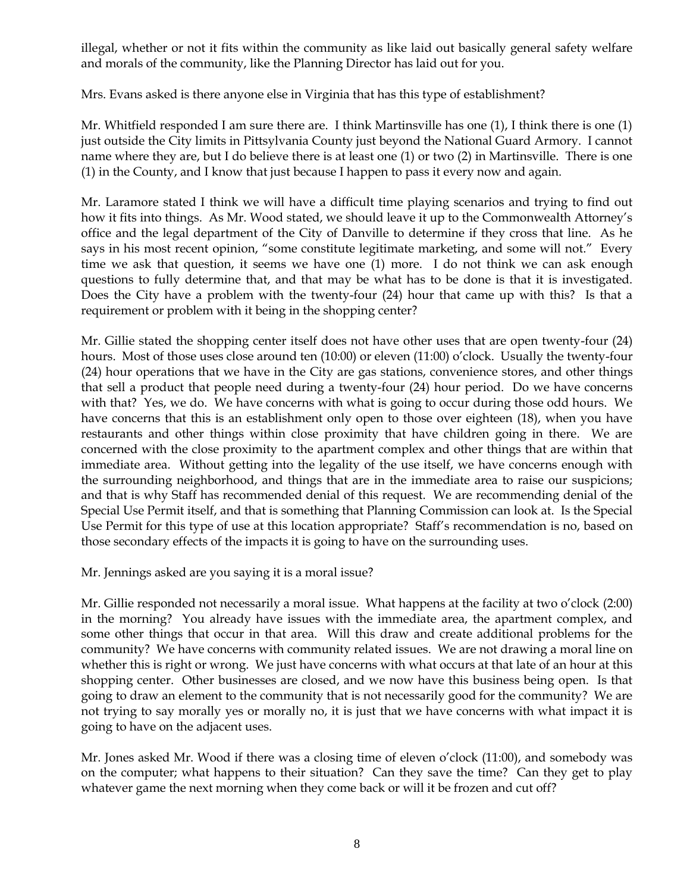illegal, whether or not it fits within the community as like laid out basically general safety welfare and morals of the community, like the Planning Director has laid out for you.

Mrs. Evans asked is there anyone else in Virginia that has this type of establishment?

Mr. Whitfield responded I am sure there are. I think Martinsville has one (1), I think there is one (1) just outside the City limits in Pittsylvania County just beyond the National Guard Armory. I cannot name where they are, but I do believe there is at least one (1) or two (2) in Martinsville. There is one (1) in the County, and I know that just because I happen to pass it every now and again.

Mr. Laramore stated I think we will have a difficult time playing scenarios and trying to find out how it fits into things. As Mr. Wood stated, we should leave it up to the Commonwealth Attorney's office and the legal department of the City of Danville to determine if they cross that line. As he says in his most recent opinion, "some constitute legitimate marketing, and some will not." Every time we ask that question, it seems we have one (1) more. I do not think we can ask enough questions to fully determine that, and that may be what has to be done is that it is investigated. Does the City have a problem with the twenty-four (24) hour that came up with this? Is that a requirement or problem with it being in the shopping center?

Mr. Gillie stated the shopping center itself does not have other uses that are open twenty-four (24) hours. Most of those uses close around ten (10:00) or eleven (11:00) o'clock. Usually the twenty-four (24) hour operations that we have in the City are gas stations, convenience stores, and other things that sell a product that people need during a twenty-four (24) hour period. Do we have concerns with that? Yes, we do. We have concerns with what is going to occur during those odd hours. We have concerns that this is an establishment only open to those over eighteen (18), when you have restaurants and other things within close proximity that have children going in there. We are concerned with the close proximity to the apartment complex and other things that are within that immediate area. Without getting into the legality of the use itself, we have concerns enough with the surrounding neighborhood, and things that are in the immediate area to raise our suspicions; and that is why Staff has recommended denial of this request. We are recommending denial of the Special Use Permit itself, and that is something that Planning Commission can look at. Is the Special Use Permit for this type of use at this location appropriate? Staff's recommendation is no, based on those secondary effects of the impacts it is going to have on the surrounding uses.

Mr. Jennings asked are you saying it is a moral issue?

Mr. Gillie responded not necessarily a moral issue. What happens at the facility at two o'clock (2:00) in the morning? You already have issues with the immediate area, the apartment complex, and some other things that occur in that area. Will this draw and create additional problems for the community? We have concerns with community related issues. We are not drawing a moral line on whether this is right or wrong. We just have concerns with what occurs at that late of an hour at this shopping center. Other businesses are closed, and we now have this business being open. Is that going to draw an element to the community that is not necessarily good for the community? We are not trying to say morally yes or morally no, it is just that we have concerns with what impact it is going to have on the adjacent uses.

Mr. Jones asked Mr. Wood if there was a closing time of eleven o'clock (11:00), and somebody was on the computer; what happens to their situation? Can they save the time? Can they get to play whatever game the next morning when they come back or will it be frozen and cut off?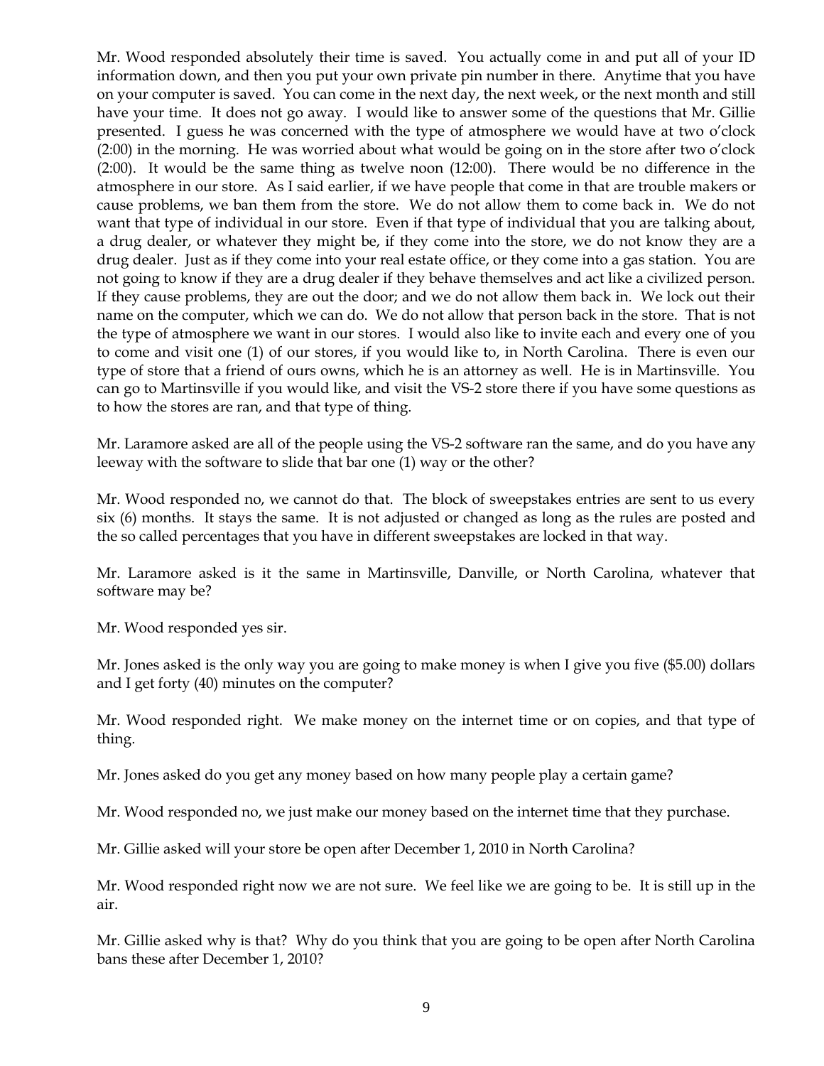Mr. Wood responded absolutely their time is saved. You actually come in and put all of your ID information down, and then you put your own private pin number in there. Anytime that you have on your computer is saved. You can come in the next day, the next week, or the next month and still have your time. It does not go away. I would like to answer some of the questions that Mr. Gillie presented. I guess he was concerned with the type of atmosphere we would have at two o'clock (2:00) in the morning. He was worried about what would be going on in the store after two o'clock (2:00). It would be the same thing as twelve noon (12:00). There would be no difference in the atmosphere in our store. As I said earlier, if we have people that come in that are trouble makers or cause problems, we ban them from the store. We do not allow them to come back in. We do not want that type of individual in our store. Even if that type of individual that you are talking about, a drug dealer, or whatever they might be, if they come into the store, we do not know they are a drug dealer. Just as if they come into your real estate office, or they come into a gas station. You are not going to know if they are a drug dealer if they behave themselves and act like a civilized person. If they cause problems, they are out the door; and we do not allow them back in. We lock out their name on the computer, which we can do. We do not allow that person back in the store. That is not the type of atmosphere we want in our stores. I would also like to invite each and every one of you to come and visit one (1) of our stores, if you would like to, in North Carolina. There is even our type of store that a friend of ours owns, which he is an attorney as well. He is in Martinsville. You can go to Martinsville if you would like, and visit the VS-2 store there if you have some questions as to how the stores are ran, and that type of thing.

Mr. Laramore asked are all of the people using the VS-2 software ran the same, and do you have any leeway with the software to slide that bar one (1) way or the other?

Mr. Wood responded no, we cannot do that. The block of sweepstakes entries are sent to us every six (6) months. It stays the same. It is not adjusted or changed as long as the rules are posted and the so called percentages that you have in different sweepstakes are locked in that way.

Mr. Laramore asked is it the same in Martinsville, Danville, or North Carolina, whatever that software may be?

Mr. Wood responded yes sir.

Mr. Jones asked is the only way you are going to make money is when I give you five ($5.00) dollars and I get forty (40) minutes on the computer?

Mr. Wood responded right. We make money on the internet time or on copies, and that type of thing.

Mr. Jones asked do you get any money based on how many people play a certain game?

Mr. Wood responded no, we just make our money based on the internet time that they purchase.

Mr. Gillie asked will your store be open after December 1, 2010 in North Carolina?

Mr. Wood responded right now we are not sure. We feel like we are going to be. It is still up in the air.

Mr. Gillie asked why is that? Why do you think that you are going to be open after North Carolina bans these after December 1, 2010?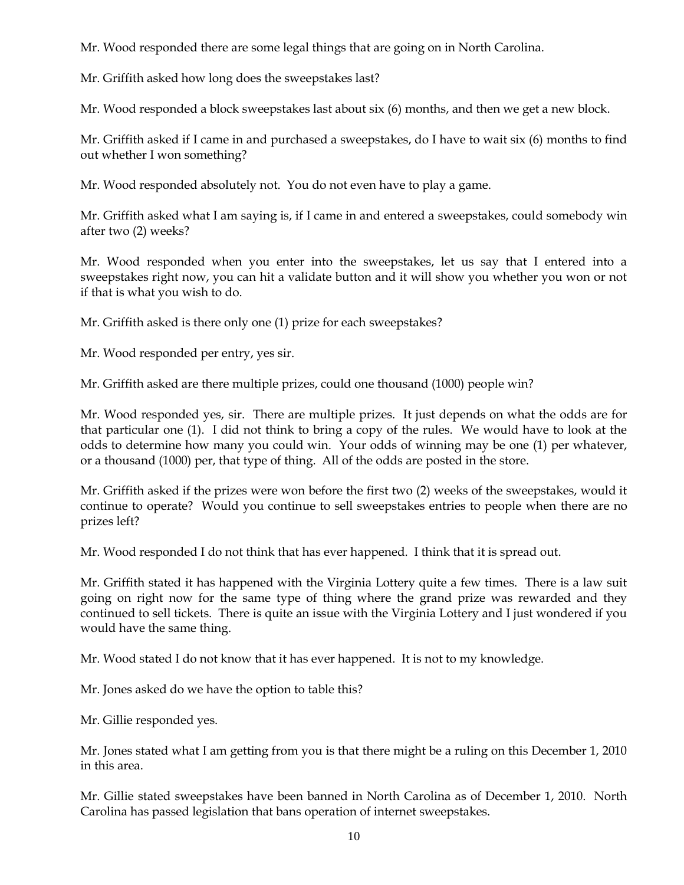Mr. Wood responded there are some legal things that are going on in North Carolina.

Mr. Griffith asked how long does the sweepstakes last?

Mr. Wood responded a block sweepstakes last about six (6) months, and then we get a new block.

Mr. Griffith asked if I came in and purchased a sweepstakes, do I have to wait six (6) months to find out whether I won something?

Mr. Wood responded absolutely not. You do not even have to play a game.

Mr. Griffith asked what I am saying is, if I came in and entered a sweepstakes, could somebody win after two (2) weeks?

Mr. Wood responded when you enter into the sweepstakes, let us say that I entered into a sweepstakes right now, you can hit a validate button and it will show you whether you won or not if that is what you wish to do.

Mr. Griffith asked is there only one (1) prize for each sweepstakes?

Mr. Wood responded per entry, yes sir.

Mr. Griffith asked are there multiple prizes, could one thousand (1000) people win?

Mr. Wood responded yes, sir. There are multiple prizes. It just depends on what the odds are for that particular one (1). I did not think to bring a copy of the rules. We would have to look at the odds to determine how many you could win. Your odds of winning may be one (1) per whatever, or a thousand (1000) per, that type of thing. All of the odds are posted in the store.

Mr. Griffith asked if the prizes were won before the first two (2) weeks of the sweepstakes, would it continue to operate? Would you continue to sell sweepstakes entries to people when there are no prizes left?

Mr. Wood responded I do not think that has ever happened. I think that it is spread out.

Mr. Griffith stated it has happened with the Virginia Lottery quite a few times. There is a law suit going on right now for the same type of thing where the grand prize was rewarded and they continued to sell tickets. There is quite an issue with the Virginia Lottery and I just wondered if you would have the same thing.

Mr. Wood stated I do not know that it has ever happened. It is not to my knowledge.

Mr. Jones asked do we have the option to table this?

Mr. Gillie responded yes.

Mr. Jones stated what I am getting from you is that there might be a ruling on this December 1, 2010 in this area.

Mr. Gillie stated sweepstakes have been banned in North Carolina as of December 1, 2010. North Carolina has passed legislation that bans operation of internet sweepstakes.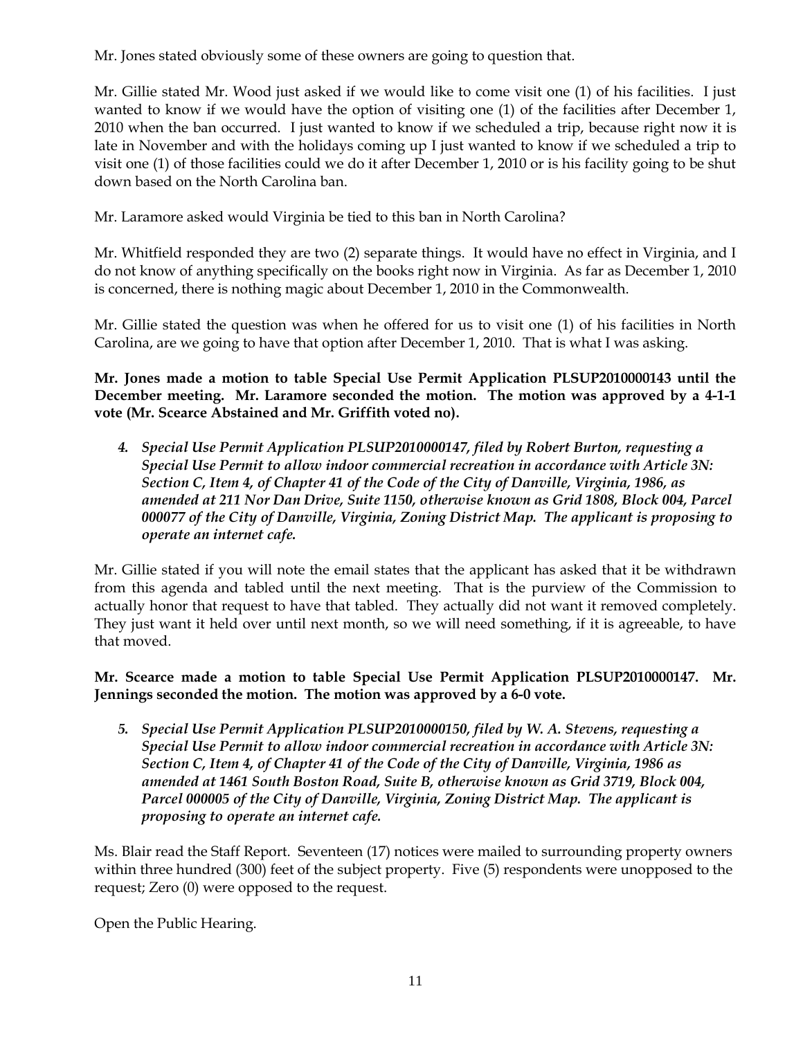Mr. Jones stated obviously some of these owners are going to question that.

Mr. Gillie stated Mr. Wood just asked if we would like to come visit one (1) of his facilities. I just wanted to know if we would have the option of visiting one (1) of the facilities after December 1, 2010 when the ban occurred. I just wanted to know if we scheduled a trip, because right now it is late in November and with the holidays coming up I just wanted to know if we scheduled a trip to visit one (1) of those facilities could we do it after December 1, 2010 or is his facility going to be shut down based on the North Carolina ban.

Mr. Laramore asked would Virginia be tied to this ban in North Carolina?

Mr. Whitfield responded they are two (2) separate things. It would have no effect in Virginia, and I do not know of anything specifically on the books right now in Virginia. As far as December 1, 2010 is concerned, there is nothing magic about December 1, 2010 in the Commonwealth.

Mr. Gillie stated the question was when he offered for us to visit one (1) of his facilities in North Carolina, are we going to have that option after December 1, 2010. That is what I was asking.

**Mr. Jones made a motion to table Special Use Permit Application PLSUP2010000143 until the December meeting. Mr. Laramore seconded the motion. The motion was approved by a 4-1-1 vote (Mr. Scearce Abstained and Mr. Griffith voted no).**

4. ***Special Use Permit Application PLSUP2010000147, filed by Robert Burton, requesting a Special Use Permit to allow indoor commercial recreation in accordance with Article 3N: Section C, Item 4, of Chapter 41 of the Code of the City of Danville, Virginia, 1986, as amended at 211 Nor Dan Drive, Suite 1150, otherwise known as Grid 1808, Block 004, Parcel 000077 of the City of Danville, Virginia, Zoning District Map. The applicant is proposing to operate an internet cafe.***

Mr. Gillie stated if you will note the email states that the applicant has asked that it be withdrawn from this agenda and tabled until the next meeting. That is the purview of the Commission to actually honor that request to have that tabled. They actually did not want it removed completely. They just want it held over until next month, so we will need something, if it is agreeable, to have that moved.

**Mr. Scearce made a motion to table Special Use Permit Application PLSUP2010000147. Mr. Jennings seconded the motion. The motion was approved by a 6-0 vote.**

5. ***Special Use Permit Application PLSUP2010000150, filed by W. A. Stevens, requesting a Special Use Permit to allow indoor commercial recreation in accordance with Article 3N: Section C, Item 4, of Chapter 41 of the Code of the City of Danville, Virginia, 1986 as amended at 1461 South Boston Road, Suite B, otherwise known as Grid 3719, Block 004, Parcel 000005 of the City of Danville, Virginia, Zoning District Map. The applicant is proposing to operate an internet cafe.***

Ms. Blair read the Staff Report. Seventeen (17) notices were mailed to surrounding property owners within three hundred (300) feet of the subject property. Five (5) respondents were unopposed to the request; Zero (0) were opposed to the request.

Open the Public Hearing.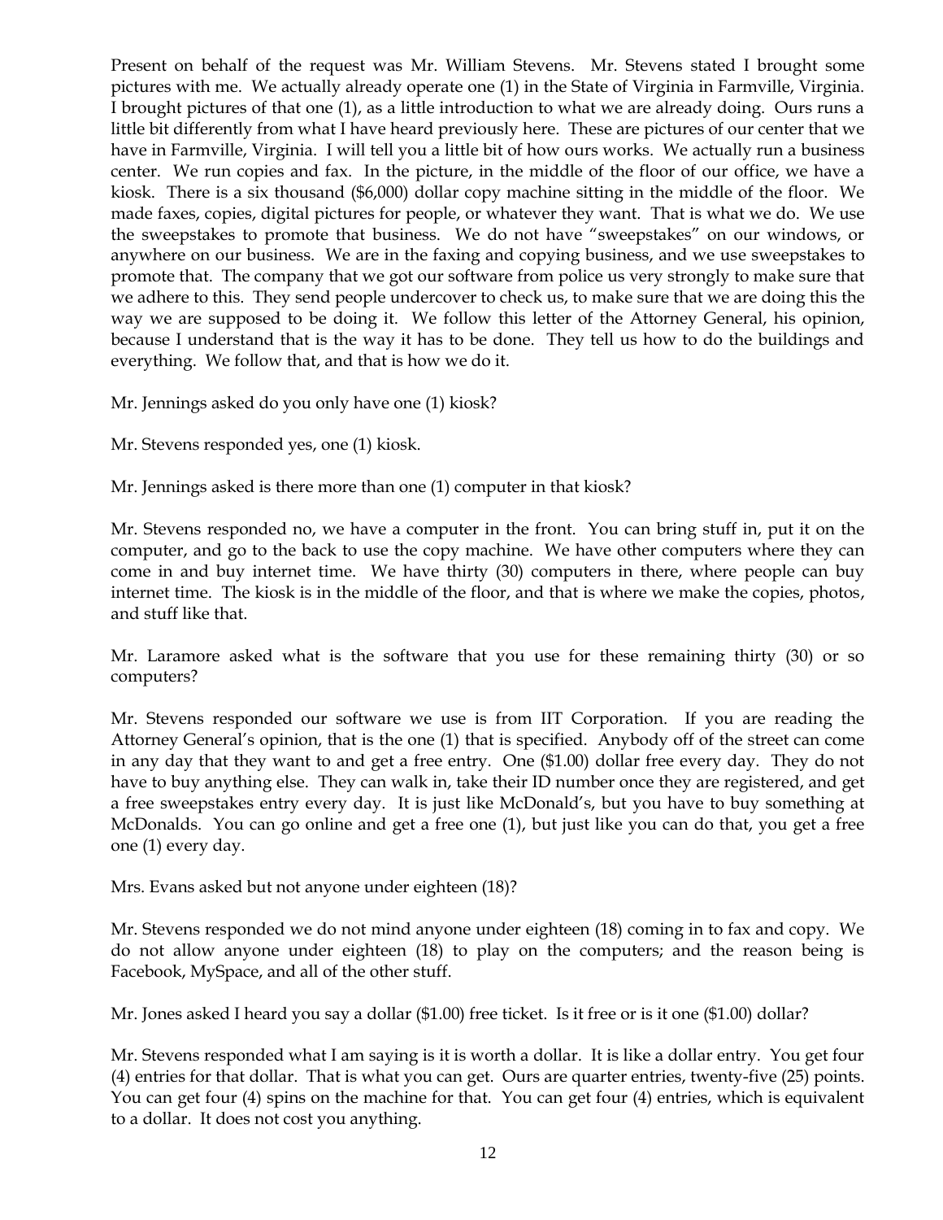Present on behalf of the request was Mr. William Stevens. Mr. Stevens stated I brought some pictures with me. We actually already operate one (1) in the State of Virginia in Farmville, Virginia. I brought pictures of that one (1), as a little introduction to what we are already doing. Ours runs a little bit differently from what I have heard previously here. These are pictures of our center that we have in Farmville, Virginia. I will tell you a little bit of how ours works. We actually run a business center. We run copies and fax. In the picture, in the middle of the floor of our office, we have a kiosk. There is a six thousand ($6,000) dollar copy machine sitting in the middle of the floor. We made faxes, copies, digital pictures for people, or whatever they want. That is what we do. We use the sweepstakes to promote that business. We do not have "sweepstakes" on our windows, or anywhere on our business. We are in the faxing and copying business, and we use sweepstakes to promote that. The company that we got our software from police us very strongly to make sure that we adhere to this. They send people undercover to check us, to make sure that we are doing this the way we are supposed to be doing it. We follow this letter of the Attorney General, his opinion, because I understand that is the way it has to be done. They tell us how to do the buildings and everything. We follow that, and that is how we do it.

Mr. Jennings asked do you only have one (1) kiosk?

Mr. Stevens responded yes, one (1) kiosk.

Mr. Jennings asked is there more than one (1) computer in that kiosk?

Mr. Stevens responded no, we have a computer in the front. You can bring stuff in, put it on the computer, and go to the back to use the copy machine. We have other computers where they can come in and buy internet time. We have thirty (30) computers in there, where people can buy internet time. The kiosk is in the middle of the floor, and that is where we make the copies, photos, and stuff like that.

Mr. Laramore asked what is the software that you use for these remaining thirty (30) or so computers?

Mr. Stevens responded our software we use is from IIT Corporation. If you are reading the Attorney General's opinion, that is the one (1) that is specified. Anybody off of the street can come in any day that they want to and get a free entry. One ($1.00) dollar free every day. They do not have to buy anything else. They can walk in, take their ID number once they are registered, and get a free sweepstakes entry every day. It is just like McDonald's, but you have to buy something at McDonalds. You can go online and get a free one (1), but just like you can do that, you get a free one (1) every day.

Mrs. Evans asked but not anyone under eighteen (18)?

Mr. Stevens responded we do not mind anyone under eighteen (18) coming in to fax and copy. We do not allow anyone under eighteen (18) to play on the computers; and the reason being is Facebook, MySpace, and all of the other stuff.

Mr. Jones asked I heard you say a dollar ($1.00) free ticket. Is it free or is it one ($1.00) dollar?

Mr. Stevens responded what I am saying is it is worth a dollar. It is like a dollar entry. You get four (4) entries for that dollar. That is what you can get. Ours are quarter entries, twenty-five (25) points. You can get four (4) spins on the machine for that. You can get four (4) entries, which is equivalent to a dollar. It does not cost you anything.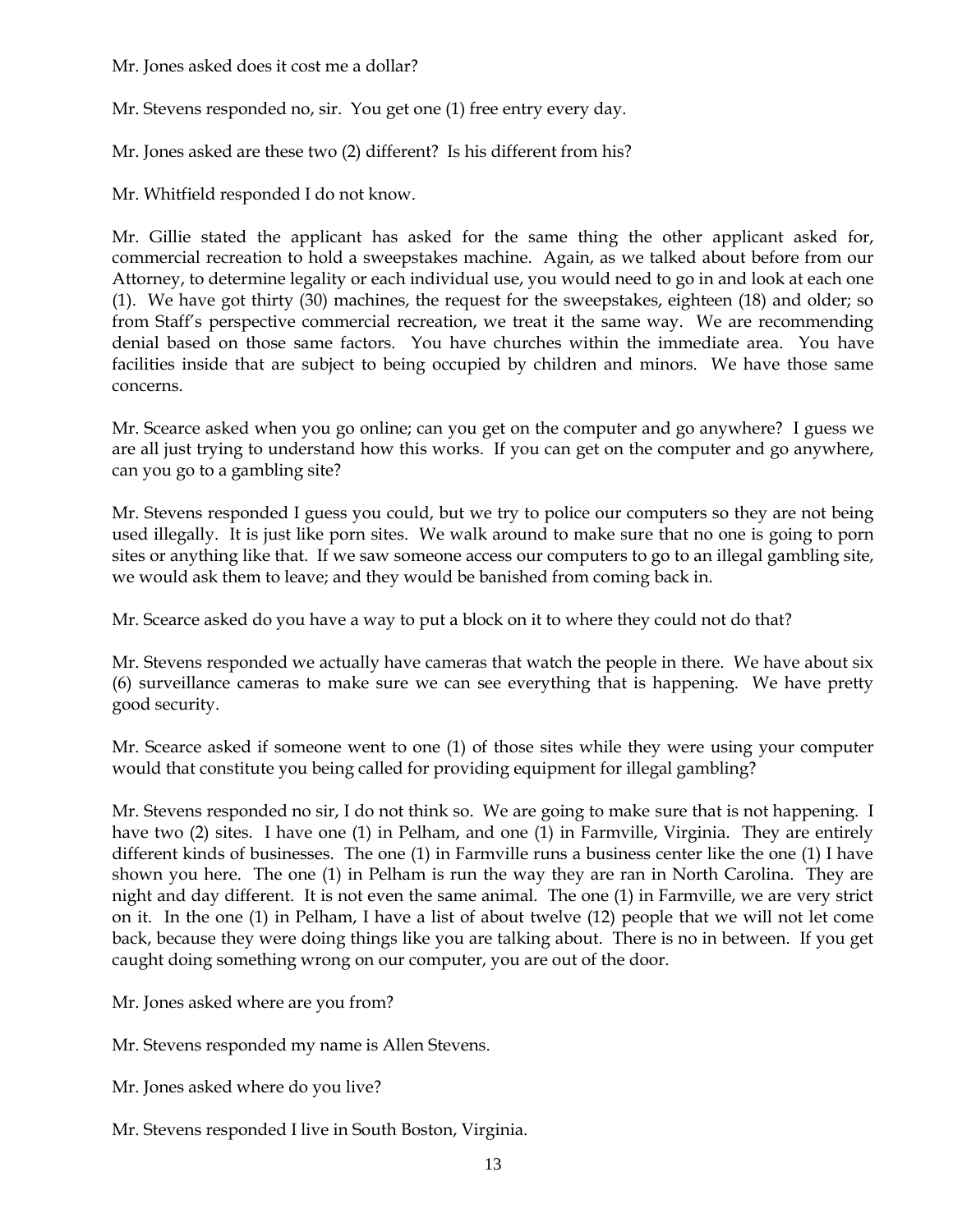Mr. Jones asked does it cost me a dollar?

Mr. Stevens responded no, sir. You get one (1) free entry every day.

Mr. Jones asked are these two (2) different? Is his different from his?

Mr. Whitfield responded I do not know.

Mr. Gillie stated the applicant has asked for the same thing the other applicant asked for, commercial recreation to hold a sweepstakes machine. Again, as we talked about before from our Attorney, to determine legality or each individual use, you would need to go in and look at each one (1). We have got thirty (30) machines, the request for the sweepstakes, eighteen (18) and older; so from Staff's perspective commercial recreation, we treat it the same way. We are recommending denial based on those same factors. You have churches within the immediate area. You have facilities inside that are subject to being occupied by children and minors. We have those same concerns.

Mr. Scearce asked when you go online; can you get on the computer and go anywhere? I guess we are all just trying to understand how this works. If you can get on the computer and go anywhere, can you go to a gambling site?

Mr. Stevens responded I guess you could, but we try to police our computers so they are not being used illegally. It is just like porn sites. We walk around to make sure that no one is going to porn sites or anything like that. If we saw someone access our computers to go to an illegal gambling site, we would ask them to leave; and they would be banished from coming back in.

Mr. Scearce asked do you have a way to put a block on it to where they could not do that?

Mr. Stevens responded we actually have cameras that watch the people in there. We have about six (6) surveillance cameras to make sure we can see everything that is happening. We have pretty good security.

Mr. Scearce asked if someone went to one (1) of those sites while they were using your computer would that constitute you being called for providing equipment for illegal gambling?

Mr. Stevens responded no sir, I do not think so. We are going to make sure that is not happening. I have two (2) sites. I have one (1) in Pelham, and one (1) in Farmville, Virginia. They are entirely different kinds of businesses. The one (1) in Farmville runs a business center like the one (1) I have shown you here. The one (1) in Pelham is run the way they are ran in North Carolina. They are night and day different. It is not even the same animal. The one (1) in Farmville, we are very strict on it. In the one (1) in Pelham, I have a list of about twelve (12) people that we will not let come back, because they were doing things like you are talking about. There is no in between. If you get caught doing something wrong on our computer, you are out of the door.

Mr. Jones asked where are you from?

Mr. Stevens responded my name is Allen Stevens.

Mr. Jones asked where do you live?

Mr. Stevens responded I live in South Boston, Virginia.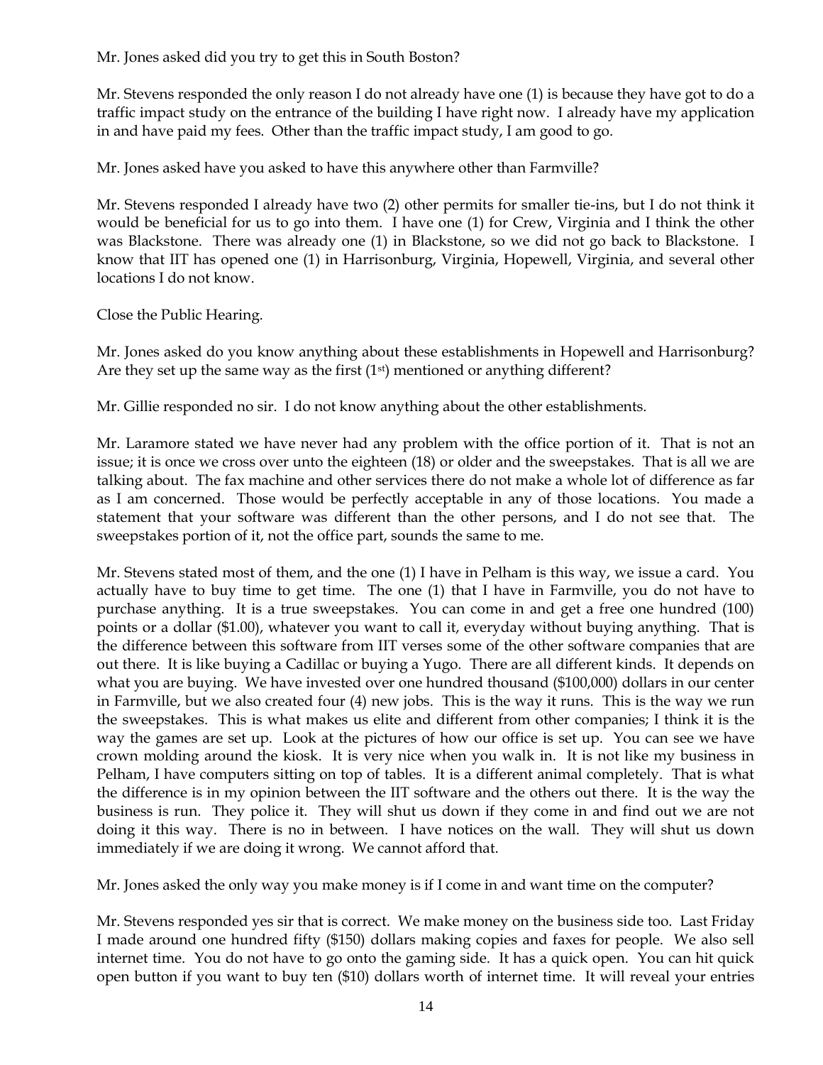Mr. Jones asked did you try to get this in South Boston?

Mr. Stevens responded the only reason I do not already have one (1) is because they have got to do a traffic impact study on the entrance of the building I have right now. I already have my application in and have paid my fees. Other than the traffic impact study, I am good to go.

Mr. Jones asked have you asked to have this anywhere other than Farmville?

Mr. Stevens responded I already have two (2) other permits for smaller tie-ins, but I do not think it would be beneficial for us to go into them. I have one (1) for Crew, Virginia and I think the other was Blackstone. There was already one (1) in Blackstone, so we did not go back to Blackstone. I know that IIT has opened one (1) in Harrisonburg, Virginia, Hopewell, Virginia, and several other locations I do not know.

Close the Public Hearing.

Mr. Jones asked do you know anything about these establishments in Hopewell and Harrisonburg? Are they set up the same way as the first (1st) mentioned or anything different?

Mr. Gillie responded no sir. I do not know anything about the other establishments.

Mr. Laramore stated we have never had any problem with the office portion of it. That is not an issue; it is once we cross over unto the eighteen (18) or older and the sweepstakes. That is all we are talking about. The fax machine and other services there do not make a whole lot of difference as far as I am concerned. Those would be perfectly acceptable in any of those locations. You made a statement that your software was different than the other persons, and I do not see that. The sweepstakes portion of it, not the office part, sounds the same to me.

Mr. Stevens stated most of them, and the one (1) I have in Pelham is this way, we issue a card. You actually have to buy time to get time. The one (1) that I have in Farmville, you do not have to purchase anything. It is a true sweepstakes. You can come in and get a free one hundred (100) points or a dollar ($1.00), whatever you want to call it, everyday without buying anything. That is the difference between this software from IIT verses some of the other software companies that are out there. It is like buying a Cadillac or buying a Yugo. There are all different kinds. It depends on what you are buying. We have invested over one hundred thousand ($100,000) dollars in our center in Farmville, but we also created four (4) new jobs. This is the way it runs. This is the way we run the sweepstakes. This is what makes us elite and different from other companies; I think it is the way the games are set up. Look at the pictures of how our office is set up. You can see we have crown molding around the kiosk. It is very nice when you walk in. It is not like my business in Pelham, I have computers sitting on top of tables. It is a different animal completely. That is what the difference is in my opinion between the IIT software and the others out there. It is the way the business is run. They police it. They will shut us down if they come in and find out we are not doing it this way. There is no in between. I have notices on the wall. They will shut us down immediately if we are doing it wrong. We cannot afford that.

Mr. Jones asked the only way you make money is if I come in and want time on the computer?

Mr. Stevens responded yes sir that is correct. We make money on the business side too. Last Friday I made around one hundred fifty ($150) dollars making copies and faxes for people. We also sell internet time. You do not have to go onto the gaming side. It has a quick open. You can hit quick open button if you want to buy ten ($10) dollars worth of internet time. It will reveal your entries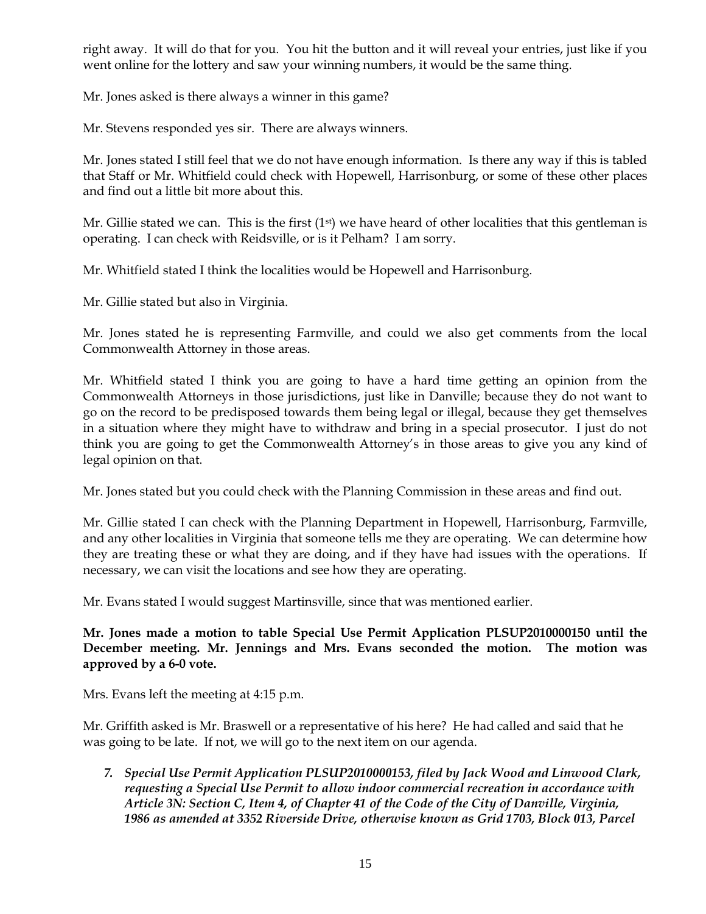right away. It will do that for you. You hit the button and it will reveal your entries, just like if you went online for the lottery and saw your winning numbers, it would be the same thing.

Mr. Jones asked is there always a winner in this game?

Mr. Stevens responded yes sir. There are always winners.

Mr. Jones stated I still feel that we do not have enough information. Is there any way if this is tabled that Staff or Mr. Whitfield could check with Hopewell, Harrisonburg, or some of these other places and find out a little bit more about this.

Mr. Gillie stated we can. This is the first (1st) we have heard of other localities that this gentleman is operating. I can check with Reidsville, or is it Pelham? I am sorry.

Mr. Whitfield stated I think the localities would be Hopewell and Harrisonburg.

Mr. Gillie stated but also in Virginia.

Mr. Jones stated he is representing Farmville, and could we also get comments from the local Commonwealth Attorney in those areas.

Mr. Whitfield stated I think you are going to have a hard time getting an opinion from the Commonwealth Attorneys in those jurisdictions, just like in Danville; because they do not want to go on the record to be predisposed towards them being legal or illegal, because they get themselves in a situation where they might have to withdraw and bring in a special prosecutor. I just do not think you are going to get the Commonwealth Attorney's in those areas to give you any kind of legal opinion on that.

Mr. Jones stated but you could check with the Planning Commission in these areas and find out.

Mr. Gillie stated I can check with the Planning Department in Hopewell, Harrisonburg, Farmville, and any other localities in Virginia that someone tells me they are operating. We can determine how they are treating these or what they are doing, and if they have had issues with the operations. If necessary, we can visit the locations and see how they are operating.

Mr. Evans stated I would suggest Martinsville, since that was mentioned earlier.

**Mr. Jones made a motion to table Special Use Permit Application PLSUP2010000150 until the December meeting. Mr. Jennings and Mrs. Evans seconded the motion. The motion was approved by a 6-0 vote.**

Mrs. Evans left the meeting at 4:15 p.m.

Mr. Griffith asked is Mr. Braswell or a representative of his here? He had called and said that he was going to be late. If not, we will go to the next item on our agenda.

7. ***Special Use Permit Application PLSUP2010000153, filed by Jack Wood and Linwood Clark, requesting a Special Use Permit to allow indoor commercial recreation in accordance with Article 3N: Section C, Item 4, of Chapter 41 of the Code of the City of Danville, Virginia, 1986 as amended at 3352 Riverside Drive, otherwise known as Grid 1703, Block 013, Parcel***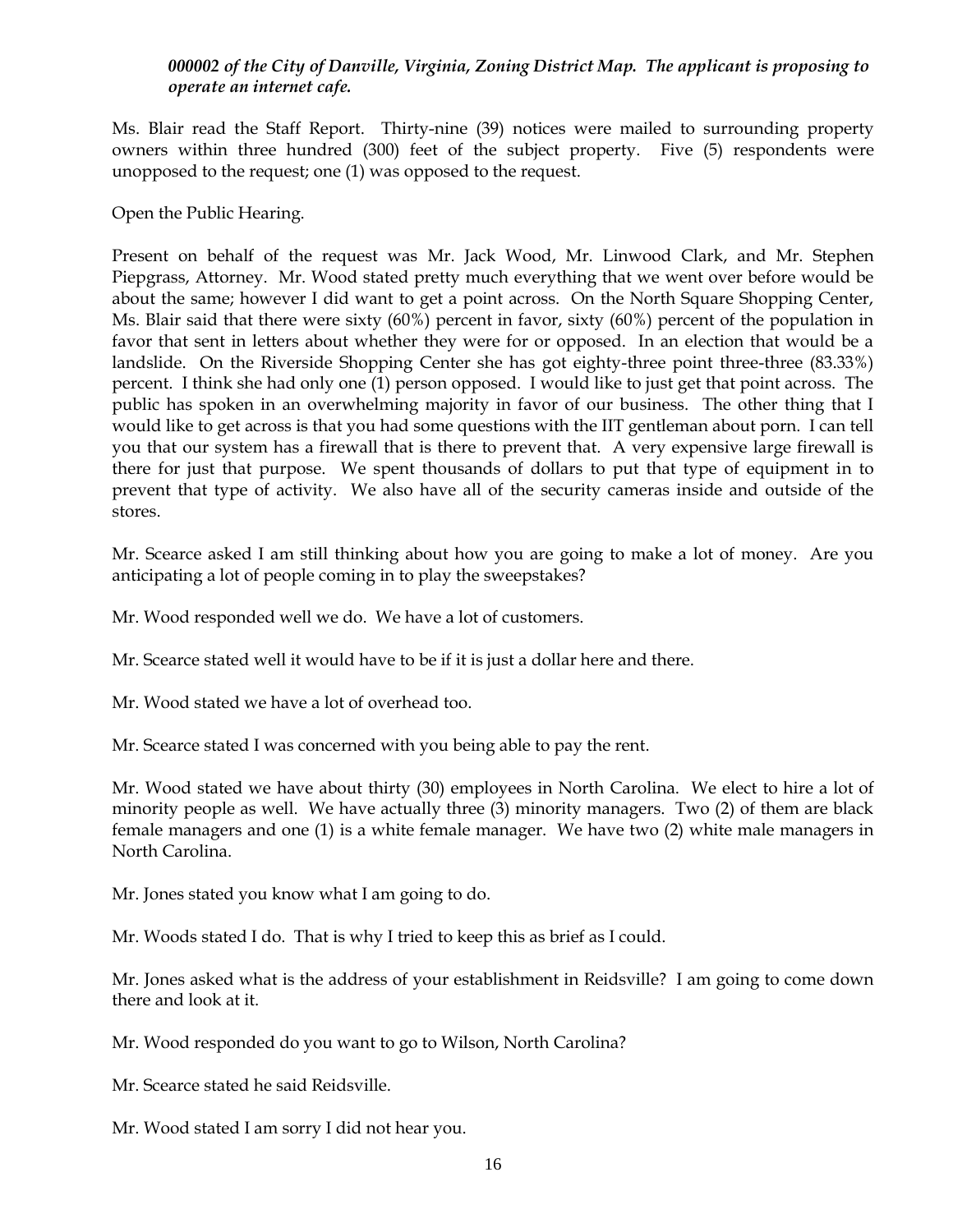***000002 of the City of Danville, Virginia, Zoning District Map. The applicant is proposing to operate an internet cafe.***

Ms. Blair read the Staff Report. Thirty-nine (39) notices were mailed to surrounding property owners within three hundred (300) feet of the subject property. Five (5) respondents were unopposed to the request; one (1) was opposed to the request.

Open the Public Hearing.

Present on behalf of the request was Mr. Jack Wood, Mr. Linwood Clark, and Mr. Stephen Piepgrass, Attorney. Mr. Wood stated pretty much everything that we went over before would be about the same; however I did want to get a point across. On the North Square Shopping Center, Ms. Blair said that there were sixty (60%) percent in favor, sixty (60%) percent of the population in favor that sent in letters about whether they were for or opposed. In an election that would be a landslide. On the Riverside Shopping Center she has got eighty-three point three-three (83.33%) percent. I think she had only one (1) person opposed. I would like to just get that point across. The public has spoken in an overwhelming majority in favor of our business. The other thing that I would like to get across is that you had some questions with the IIT gentleman about porn. I can tell you that our system has a firewall that is there to prevent that. A very expensive large firewall is there for just that purpose. We spent thousands of dollars to put that type of equipment in to prevent that type of activity. We also have all of the security cameras inside and outside of the stores.

Mr. Scearce asked I am still thinking about how you are going to make a lot of money. Are you anticipating a lot of people coming in to play the sweepstakes?

Mr. Wood responded well we do. We have a lot of customers.

Mr. Scearce stated well it would have to be if it is just a dollar here and there.

Mr. Wood stated we have a lot of overhead too.

Mr. Scearce stated I was concerned with you being able to pay the rent.

Mr. Wood stated we have about thirty (30) employees in North Carolina. We elect to hire a lot of minority people as well. We have actually three (3) minority managers. Two (2) of them are black female managers and one (1) is a white female manager. We have two (2) white male managers in North Carolina.

Mr. Jones stated you know what I am going to do.

Mr. Woods stated I do. That is why I tried to keep this as brief as I could.

Mr. Jones asked what is the address of your establishment in Reidsville? I am going to come down there and look at it.

Mr. Wood responded do you want to go to Wilson, North Carolina?

Mr. Scearce stated he said Reidsville.

Mr. Wood stated I am sorry I did not hear you.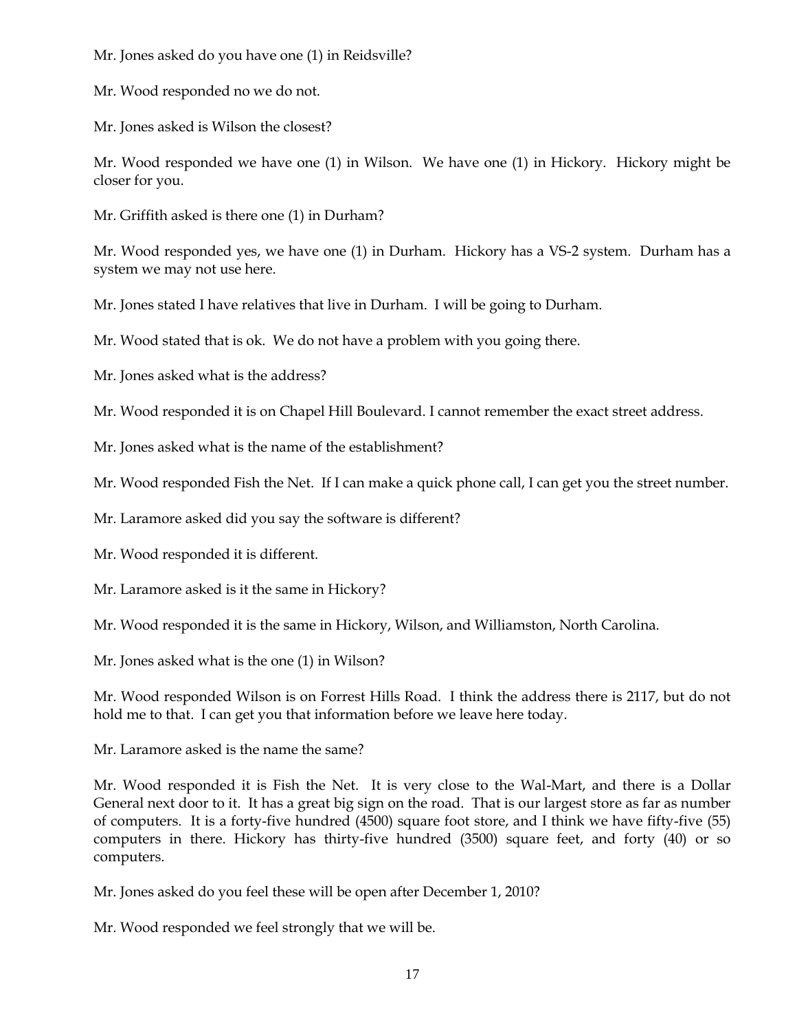Mr. Jones asked do you have one (1) in Reidsville?

Mr. Wood responded no we do not.

Mr. Jones asked is Wilson the closest?

Mr. Wood responded we have one (1) in Wilson. We have one (1) in Hickory. Hickory might be closer for you.

Mr. Griffith asked is there one (1) in Durham?

Mr. Wood responded yes, we have one (1) in Durham. Hickory has a VS-2 system. Durham has a system we may not use here.

Mr. Jones stated I have relatives that live in Durham. I will be going to Durham.

Mr. Wood stated that is ok. We do not have a problem with you going there.

Mr. Jones asked what is the address?

Mr. Wood responded it is on Chapel Hill Boulevard. I cannot remember the exact street address.

Mr. Jones asked what is the name of the establishment?

Mr. Wood responded Fish the Net. If I can make a quick phone call, I can get you the street number.

Mr. Laramore asked did you say the software is different?

Mr. Wood responded it is different.

Mr. Laramore asked is it the same in Hickory?

Mr. Wood responded it is the same in Hickory, Wilson, and Williamston, North Carolina.

Mr. Jones asked what is the one (1) in Wilson?

Mr. Wood responded Wilson is on Forrest Hills Road. I think the address there is 2117, but do not hold me to that. I can get you that information before we leave here today.

Mr. Laramore asked is the name the same?

Mr. Wood responded it is Fish the Net. It is very close to the Wal-Mart, and there is a Dollar General next door to it. It has a great big sign on the road. That is our largest store as far as number of computers. It is a forty-five hundred (4500) square foot store, and I think we have fifty-five (55) computers in there. Hickory has thirty-five hundred (3500) square feet, and forty (40) or so computers.

Mr. Jones asked do you feel these will be open after December 1, 2010?

Mr. Wood responded we feel strongly that we will be.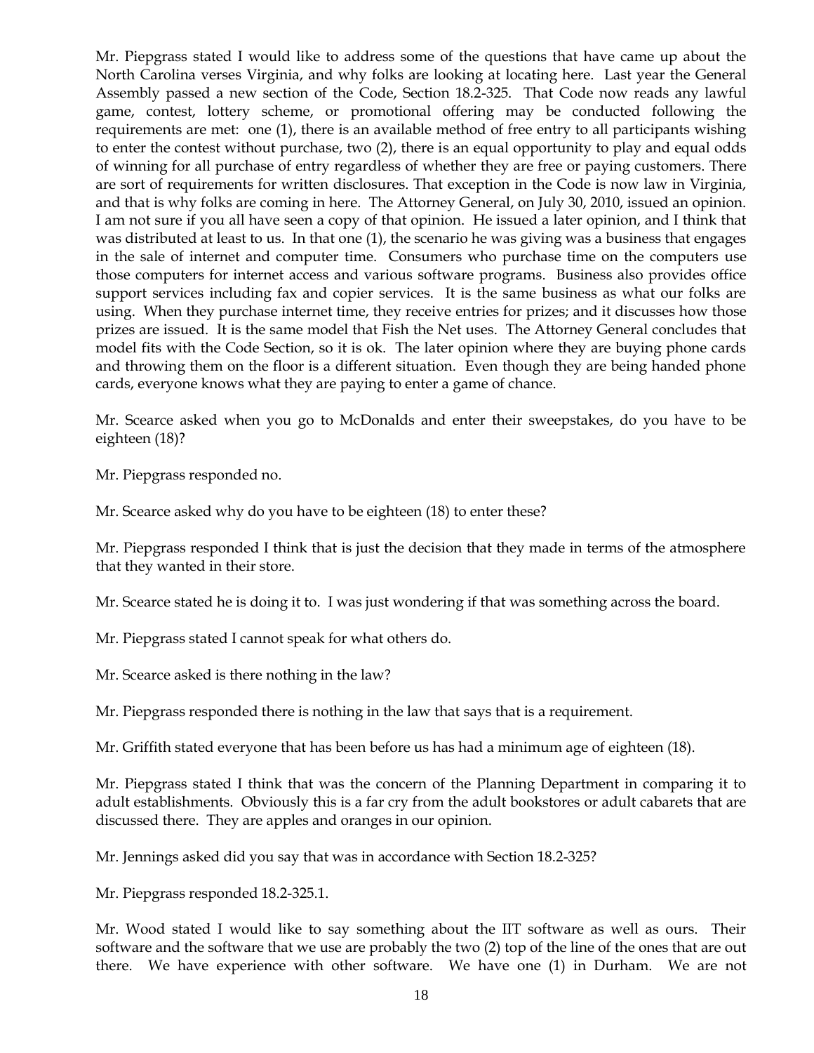Mr. Piepgrass stated I would like to address some of the questions that have came up about the North Carolina verses Virginia, and why folks are looking at locating here. Last year the General Assembly passed a new section of the Code, Section 18.2-325. That Code now reads any lawful game, contest, lottery scheme, or promotional offering may be conducted following the requirements are met: one (1), there is an available method of free entry to all participants wishing to enter the contest without purchase, two (2), there is an equal opportunity to play and equal odds of winning for all purchase of entry regardless of whether they are free or paying customers. There are sort of requirements for written disclosures. That exception in the Code is now law in Virginia, and that is why folks are coming in here. The Attorney General, on July 30, 2010, issued an opinion. I am not sure if you all have seen a copy of that opinion. He issued a later opinion, and I think that was distributed at least to us. In that one (1), the scenario he was giving was a business that engages in the sale of internet and computer time. Consumers who purchase time on the computers use those computers for internet access and various software programs. Business also provides office support services including fax and copier services. It is the same business as what our folks are using. When they purchase internet time, they receive entries for prizes; and it discusses how those prizes are issued. It is the same model that Fish the Net uses. The Attorney General concludes that model fits with the Code Section, so it is ok. The later opinion where they are buying phone cards and throwing them on the floor is a different situation. Even though they are being handed phone cards, everyone knows what they are paying to enter a game of chance.

Mr. Scearce asked when you go to McDonalds and enter their sweepstakes, do you have to be eighteen (18)?

Mr. Piepgrass responded no.

Mr. Scearce asked why do you have to be eighteen (18) to enter these?

Mr. Piepgrass responded I think that is just the decision that they made in terms of the atmosphere that they wanted in their store.

Mr. Scearce stated he is doing it to. I was just wondering if that was something across the board.

Mr. Piepgrass stated I cannot speak for what others do.

Mr. Scearce asked is there nothing in the law?

Mr. Piepgrass responded there is nothing in the law that says that is a requirement.

Mr. Griffith stated everyone that has been before us has had a minimum age of eighteen (18).

Mr. Piepgrass stated I think that was the concern of the Planning Department in comparing it to adult establishments. Obviously this is a far cry from the adult bookstores or adult cabarets that are discussed there. They are apples and oranges in our opinion.

Mr. Jennings asked did you say that was in accordance with Section 18.2-325?

Mr. Piepgrass responded 18.2-325.1.

Mr. Wood stated I would like to say something about the IIT software as well as ours. Their software and the software that we use are probably the two (2) top of the line of the ones that are out there. We have experience with other software. We have one (1) in Durham. We are not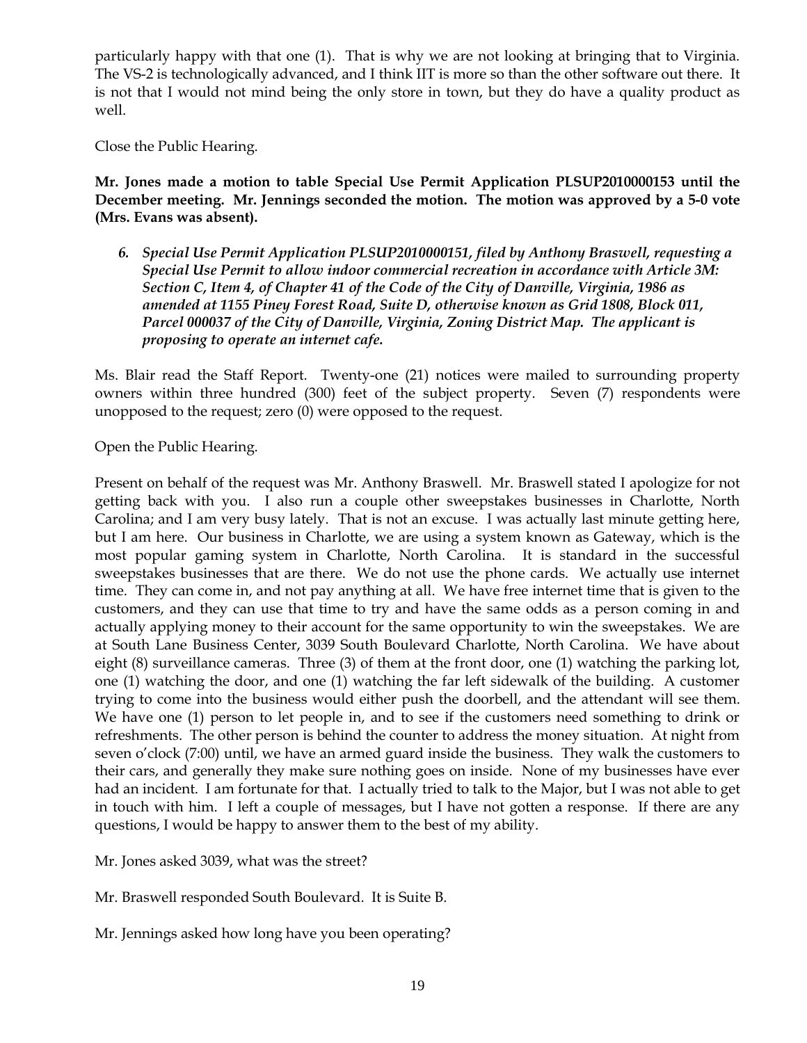particularly happy with that one (1). That is why we are not looking at bringing that to Virginia. The VS-2 is technologically advanced, and I think IIT is more so than the other software out there. It is not that I would not mind being the only store in town, but they do have a quality product as well.

Close the Public Hearing.

**Mr. Jones made a motion to table Special Use Permit Application PLSUP2010000153 until the December meeting. Mr. Jennings seconded the motion. The motion was approved by a 5-0 vote (Mrs. Evans was absent).**

6. ***Special Use Permit Application PLSUP2010000151, filed by Anthony Braswell, requesting a Special Use Permit to allow indoor commercial recreation in accordance with Article 3M: Section C, Item 4, of Chapter 41 of the Code of the City of Danville, Virginia, 1986 as amended at 1155 Piney Forest Road, Suite D, otherwise known as Grid 1808, Block 011, Parcel 000037 of the City of Danville, Virginia, Zoning District Map. The applicant is proposing to operate an internet cafe.***

Ms. Blair read the Staff Report. Twenty-one (21) notices were mailed to surrounding property owners within three hundred (300) feet of the subject property. Seven (7) respondents were unopposed to the request; zero (0) were opposed to the request.

Open the Public Hearing.

Present on behalf of the request was Mr. Anthony Braswell. Mr. Braswell stated I apologize for not getting back with you. I also run a couple other sweepstakes businesses in Charlotte, North Carolina; and I am very busy lately. That is not an excuse. I was actually last minute getting here, but I am here. Our business in Charlotte, we are using a system known as Gateway, which is the most popular gaming system in Charlotte, North Carolina. It is standard in the successful sweepstakes businesses that are there. We do not use the phone cards. We actually use internet time. They can come in, and not pay anything at all. We have free internet time that is given to the customers, and they can use that time to try and have the same odds as a person coming in and actually applying money to their account for the same opportunity to win the sweepstakes. We are at South Lane Business Center, 3039 South Boulevard Charlotte, North Carolina. We have about eight (8) surveillance cameras. Three (3) of them at the front door, one (1) watching the parking lot, one (1) watching the door, and one (1) watching the far left sidewalk of the building. A customer trying to come into the business would either push the doorbell, and the attendant will see them. We have one (1) person to let people in, and to see if the customers need something to drink or refreshments. The other person is behind the counter to address the money situation. At night from seven o'clock (7:00) until, we have an armed guard inside the business. They walk the customers to their cars, and generally they make sure nothing goes on inside. None of my businesses have ever had an incident. I am fortunate for that. I actually tried to talk to the Major, but I was not able to get in touch with him. I left a couple of messages, but I have not gotten a response. If there are any questions, I would be happy to answer them to the best of my ability.

Mr. Jones asked 3039, what was the street?

Mr. Braswell responded South Boulevard. It is Suite B.

Mr. Jennings asked how long have you been operating?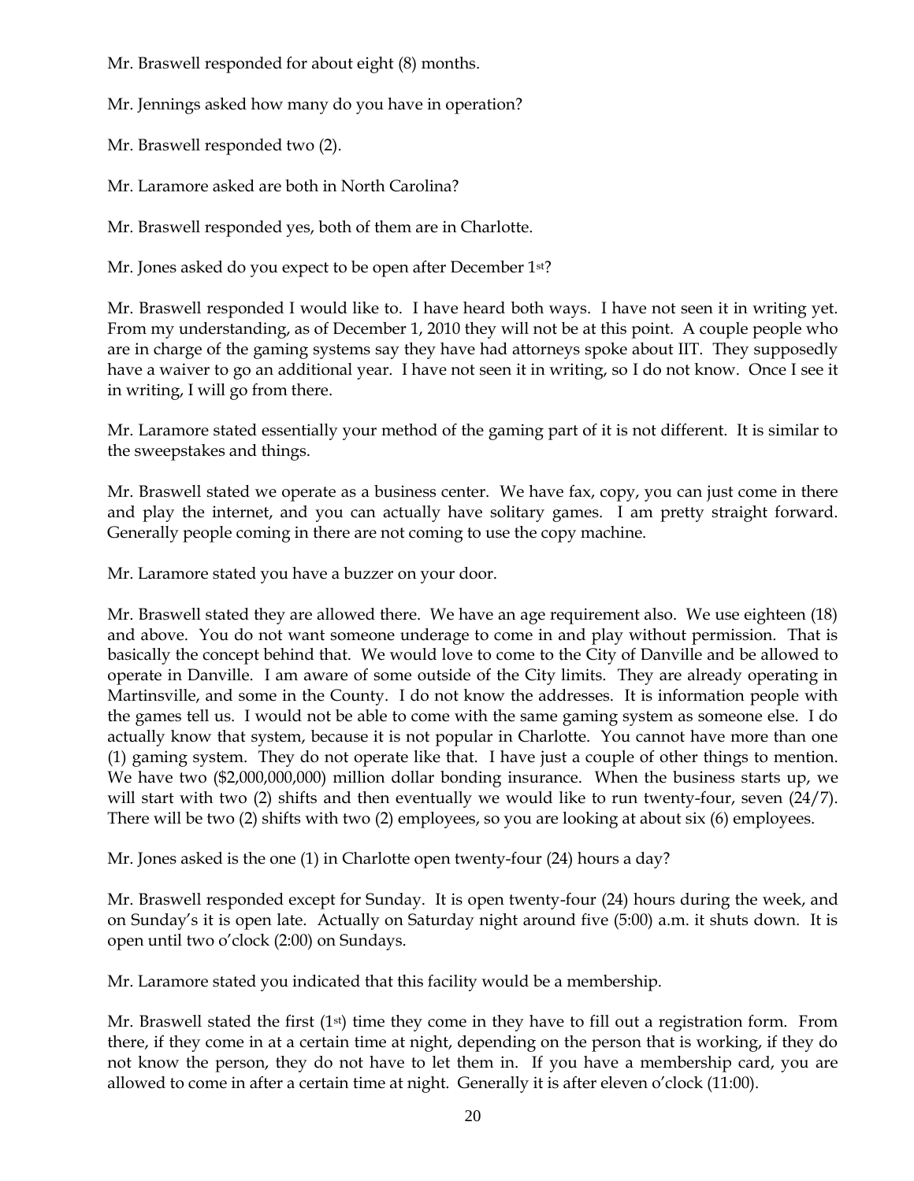Mr. Braswell responded for about eight (8) months.

Mr. Jennings asked how many do you have in operation?

Mr. Braswell responded two (2).

Mr. Laramore asked are both in North Carolina?

Mr. Braswell responded yes, both of them are in Charlotte.

Mr. Jones asked do you expect to be open after December 1st?

Mr. Braswell responded I would like to. I have heard both ways. I have not seen it in writing yet. From my understanding, as of December 1, 2010 they will not be at this point. A couple people who are in charge of the gaming systems say they have had attorneys spoke about IIT. They supposedly have a waiver to go an additional year. I have not seen it in writing, so I do not know. Once I see it in writing, I will go from there.

Mr. Laramore stated essentially your method of the gaming part of it is not different. It is similar to the sweepstakes and things.

Mr. Braswell stated we operate as a business center. We have fax, copy, you can just come in there and play the internet, and you can actually have solitary games. I am pretty straight forward. Generally people coming in there are not coming to use the copy machine.

Mr. Laramore stated you have a buzzer on your door.

Mr. Braswell stated they are allowed there. We have an age requirement also. We use eighteen (18) and above. You do not want someone underage to come in and play without permission. That is basically the concept behind that. We would love to come to the City of Danville and be allowed to operate in Danville. I am aware of some outside of the City limits. They are already operating in Martinsville, and some in the County. I do not know the addresses. It is information people with the games tell us. I would not be able to come with the same gaming system as someone else. I do actually know that system, because it is not popular in Charlotte. You cannot have more than one (1) gaming system. They do not operate like that. I have just a couple of other things to mention. We have two ($2,000,000,000) million dollar bonding insurance. When the business starts up, we will start with two (2) shifts and then eventually we would like to run twenty-four, seven (24/7). There will be two (2) shifts with two (2) employees, so you are looking at about six (6) employees.

Mr. Jones asked is the one (1) in Charlotte open twenty-four (24) hours a day?

Mr. Braswell responded except for Sunday. It is open twenty-four (24) hours during the week, and on Sunday's it is open late. Actually on Saturday night around five (5:00) a.m. it shuts down. It is open until two o'clock (2:00) on Sundays.

Mr. Laramore stated you indicated that this facility would be a membership.

Mr. Braswell stated the first (1st) time they come in they have to fill out a registration form. From there, if they come in at a certain time at night, depending on the person that is working, if they do not know the person, they do not have to let them in. If you have a membership card, you are allowed to come in after a certain time at night. Generally it is after eleven o'clock (11:00).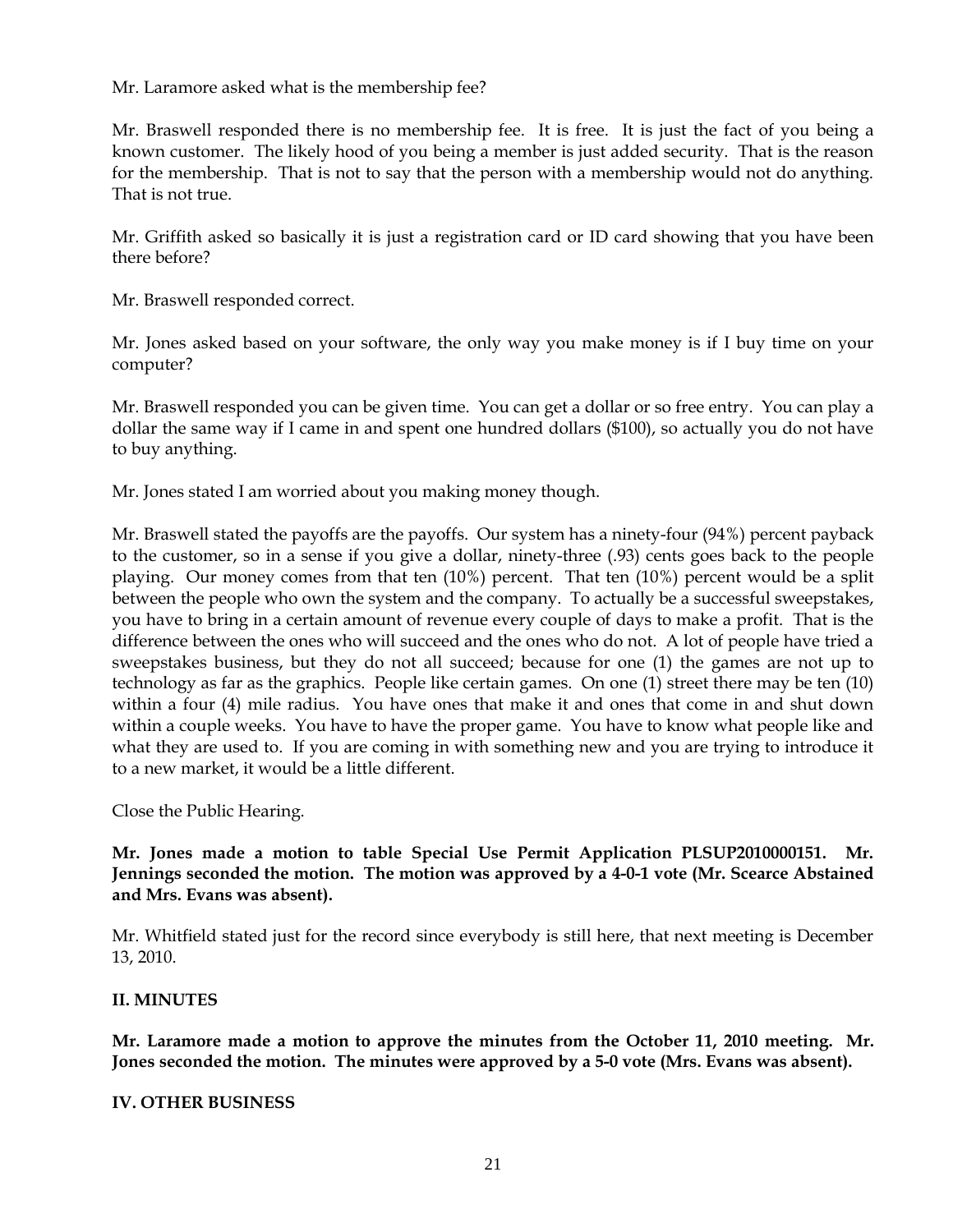Mr. Laramore asked what is the membership fee?

Mr. Braswell responded there is no membership fee. It is free. It is just the fact of you being a known customer. The likely hood of you being a member is just added security. That is the reason for the membership. That is not to say that the person with a membership would not do anything. That is not true.

Mr. Griffith asked so basically it is just a registration card or ID card showing that you have been there before?

Mr. Braswell responded correct.

Mr. Jones asked based on your software, the only way you make money is if I buy time on your computer?

Mr. Braswell responded you can be given time. You can get a dollar or so free entry. You can play a dollar the same way if I came in and spent one hundred dollars ($100), so actually you do not have to buy anything.

Mr. Jones stated I am worried about you making money though.

Mr. Braswell stated the payoffs are the payoffs. Our system has a ninety-four (94%) percent payback to the customer, so in a sense if you give a dollar, ninety-three (.93) cents goes back to the people playing. Our money comes from that ten (10%) percent. That ten (10%) percent would be a split between the people who own the system and the company. To actually be a successful sweepstakes, you have to bring in a certain amount of revenue every couple of days to make a profit. That is the difference between the ones who will succeed and the ones who do not. A lot of people have tried a sweepstakes business, but they do not all succeed; because for one (1) the games are not up to technology as far as the graphics. People like certain games. On one (1) street there may be ten (10) within a four (4) mile radius. You have ones that make it and ones that come in and shut down within a couple weeks. You have to have the proper game. You have to know what people like and what they are used to. If you are coming in with something new and you are trying to introduce it to a new market, it would be a little different.

Close the Public Hearing.

**Mr. Jones made a motion to table Special Use Permit Application PLSUP2010000151. Mr. Jennings seconded the motion. The motion was approved by a 4-0-1 vote (Mr. Scearce Abstained and Mrs. Evans was absent).**

Mr. Whitfield stated just for the record since everybody is still here, that next meeting is December 13, 2010.

## II. MINUTES

**Mr. Laramore made a motion to approve the minutes from the October 11, 2010 meeting. Mr. Jones seconded the motion. The minutes were approved by a 5-0 vote (Mrs. Evans was absent).**

## IV. OTHER BUSINESS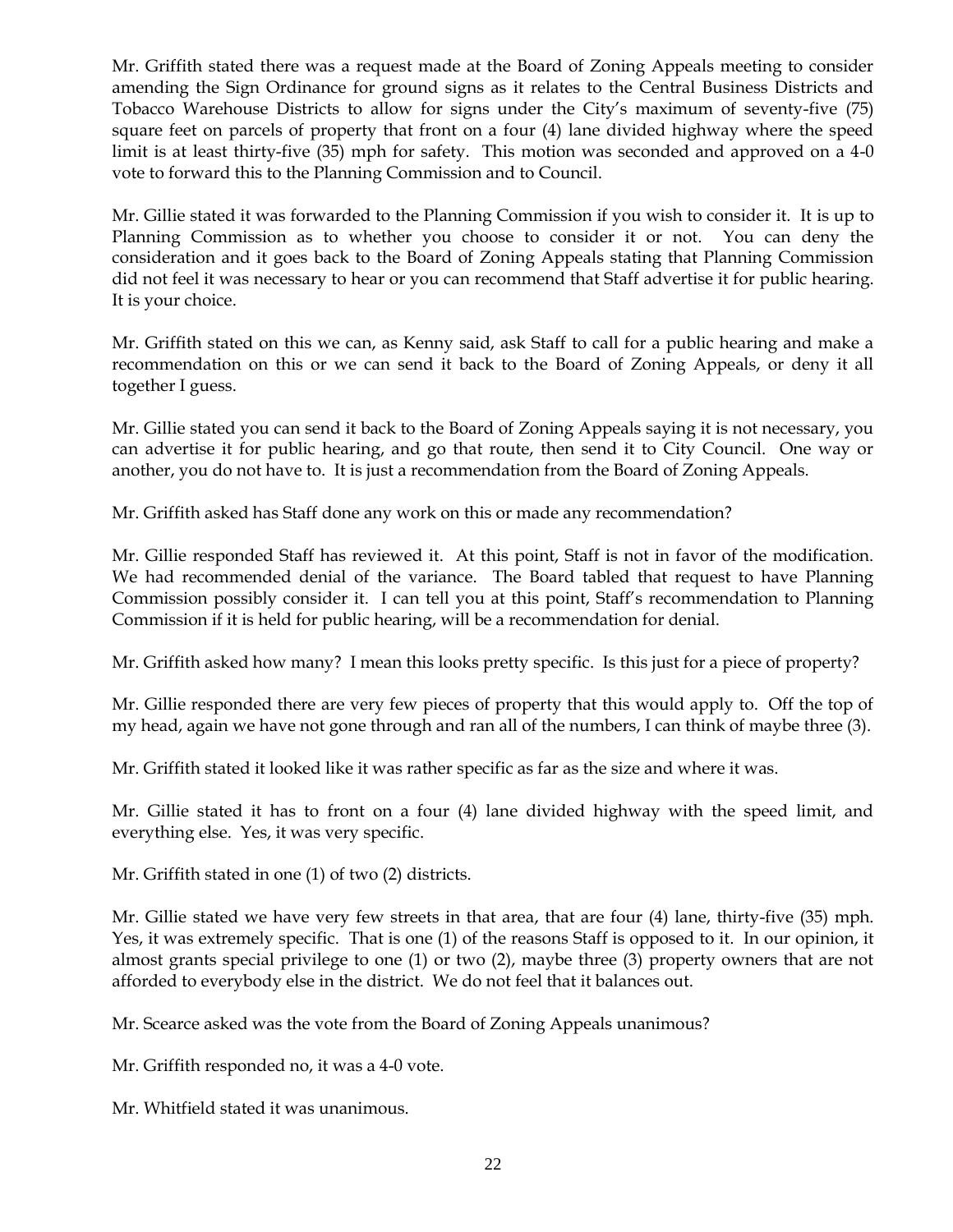Mr. Griffith stated there was a request made at the Board of Zoning Appeals meeting to consider amending the Sign Ordinance for ground signs as it relates to the Central Business Districts and Tobacco Warehouse Districts to allow for signs under the City's maximum of seventy-five (75) square feet on parcels of property that front on a four (4) lane divided highway where the speed limit is at least thirty-five (35) mph for safety. This motion was seconded and approved on a 4-0 vote to forward this to the Planning Commission and to Council.

Mr. Gillie stated it was forwarded to the Planning Commission if you wish to consider it. It is up to Planning Commission as to whether you choose to consider it or not. You can deny the consideration and it goes back to the Board of Zoning Appeals stating that Planning Commission did not feel it was necessary to hear or you can recommend that Staff advertise it for public hearing. It is your choice.

Mr. Griffith stated on this we can, as Kenny said, ask Staff to call for a public hearing and make a recommendation on this or we can send it back to the Board of Zoning Appeals, or deny it all together I guess.

Mr. Gillie stated you can send it back to the Board of Zoning Appeals saying it is not necessary, you can advertise it for public hearing, and go that route, then send it to City Council. One way or another, you do not have to. It is just a recommendation from the Board of Zoning Appeals.

Mr. Griffith asked has Staff done any work on this or made any recommendation?

Mr. Gillie responded Staff has reviewed it. At this point, Staff is not in favor of the modification. We had recommended denial of the variance. The Board tabled that request to have Planning Commission possibly consider it. I can tell you at this point, Staff's recommendation to Planning Commission if it is held for public hearing, will be a recommendation for denial.

Mr. Griffith asked how many? I mean this looks pretty specific. Is this just for a piece of property?

Mr. Gillie responded there are very few pieces of property that this would apply to. Off the top of my head, again we have not gone through and ran all of the numbers, I can think of maybe three (3).

Mr. Griffith stated it looked like it was rather specific as far as the size and where it was.

Mr. Gillie stated it has to front on a four (4) lane divided highway with the speed limit, and everything else. Yes, it was very specific.

Mr. Griffith stated in one (1) of two (2) districts.

Mr. Gillie stated we have very few streets in that area, that are four (4) lane, thirty-five (35) mph. Yes, it was extremely specific. That is one (1) of the reasons Staff is opposed to it. In our opinion, it almost grants special privilege to one (1) or two (2), maybe three (3) property owners that are not afforded to everybody else in the district. We do not feel that it balances out.

Mr. Scearce asked was the vote from the Board of Zoning Appeals unanimous?

Mr. Griffith responded no, it was a 4-0 vote.

Mr. Whitfield stated it was unanimous.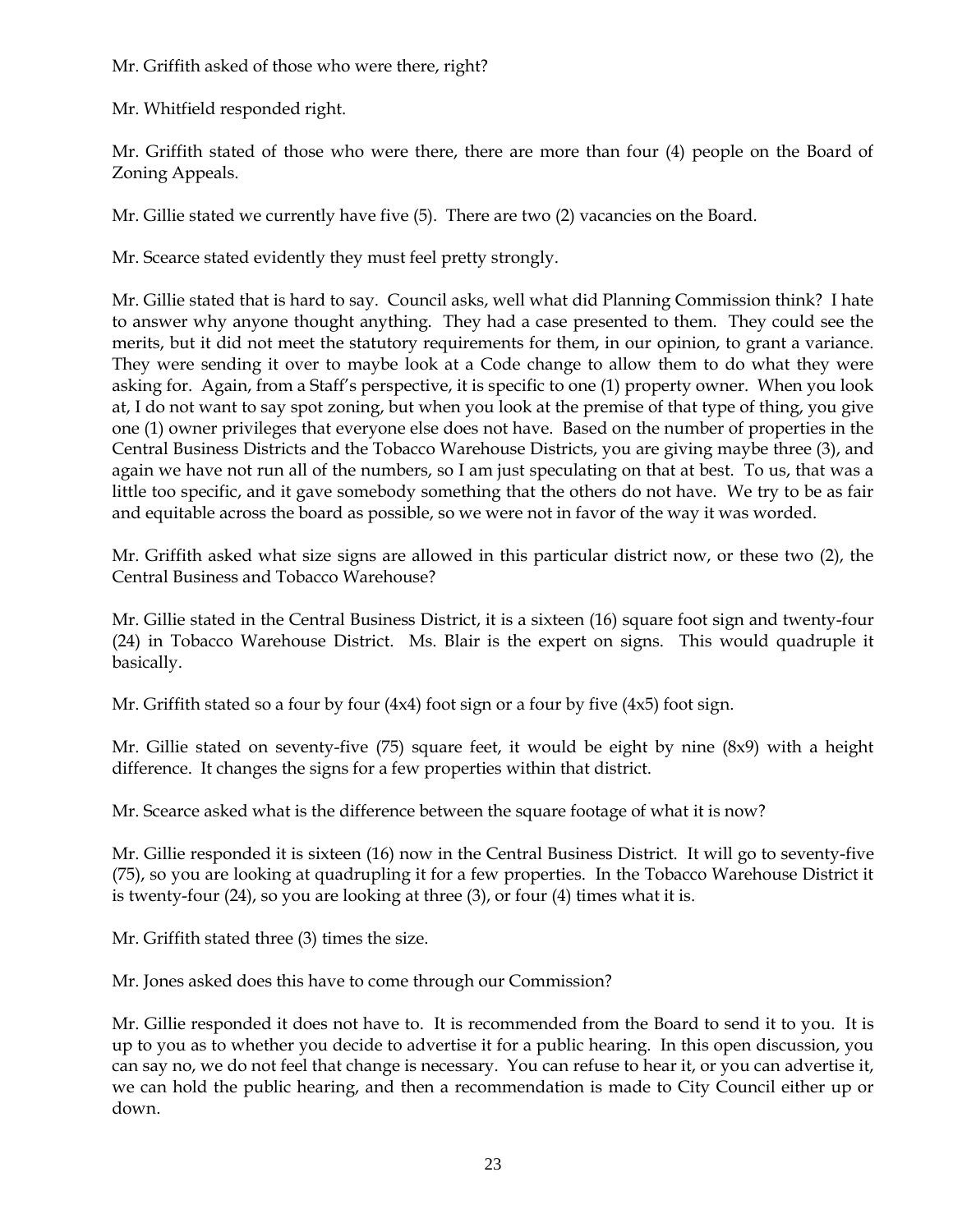Mr. Griffith asked of those who were there, right?

Mr. Whitfield responded right.

Mr. Griffith stated of those who were there, there are more than four (4) people on the Board of Zoning Appeals.

Mr. Gillie stated we currently have five (5). There are two (2) vacancies on the Board.

Mr. Scearce stated evidently they must feel pretty strongly.

Mr. Gillie stated that is hard to say. Council asks, well what did Planning Commission think? I hate to answer why anyone thought anything. They had a case presented to them. They could see the merits, but it did not meet the statutory requirements for them, in our opinion, to grant a variance. They were sending it over to maybe look at a Code change to allow them to do what they were asking for. Again, from a Staff's perspective, it is specific to one (1) property owner. When you look at, I do not want to say spot zoning, but when you look at the premise of that type of thing, you give one (1) owner privileges that everyone else does not have. Based on the number of properties in the Central Business Districts and the Tobacco Warehouse Districts, you are giving maybe three (3), and again we have not run all of the numbers, so I am just speculating on that at best. To us, that was a little too specific, and it gave somebody something that the others do not have. We try to be as fair and equitable across the board as possible, so we were not in favor of the way it was worded.

Mr. Griffith asked what size signs are allowed in this particular district now, or these two (2), the Central Business and Tobacco Warehouse?

Mr. Gillie stated in the Central Business District, it is a sixteen (16) square foot sign and twenty-four (24) in Tobacco Warehouse District. Ms. Blair is the expert on signs. This would quadruple it basically.

Mr. Griffith stated so a four by four (4x4) foot sign or a four by five (4x5) foot sign.

Mr. Gillie stated on seventy-five (75) square feet, it would be eight by nine (8x9) with a height difference. It changes the signs for a few properties within that district.

Mr. Scearce asked what is the difference between the square footage of what it is now?

Mr. Gillie responded it is sixteen (16) now in the Central Business District. It will go to seventy-five (75), so you are looking at quadrupling it for a few properties. In the Tobacco Warehouse District it is twenty-four (24), so you are looking at three (3), or four (4) times what it is.

Mr. Griffith stated three (3) times the size.

Mr. Jones asked does this have to come through our Commission?

Mr. Gillie responded it does not have to. It is recommended from the Board to send it to you. It is up to you as to whether you decide to advertise it for a public hearing. In this open discussion, you can say no, we do not feel that change is necessary. You can refuse to hear it, or you can advertise it, we can hold the public hearing, and then a recommendation is made to City Council either up or down.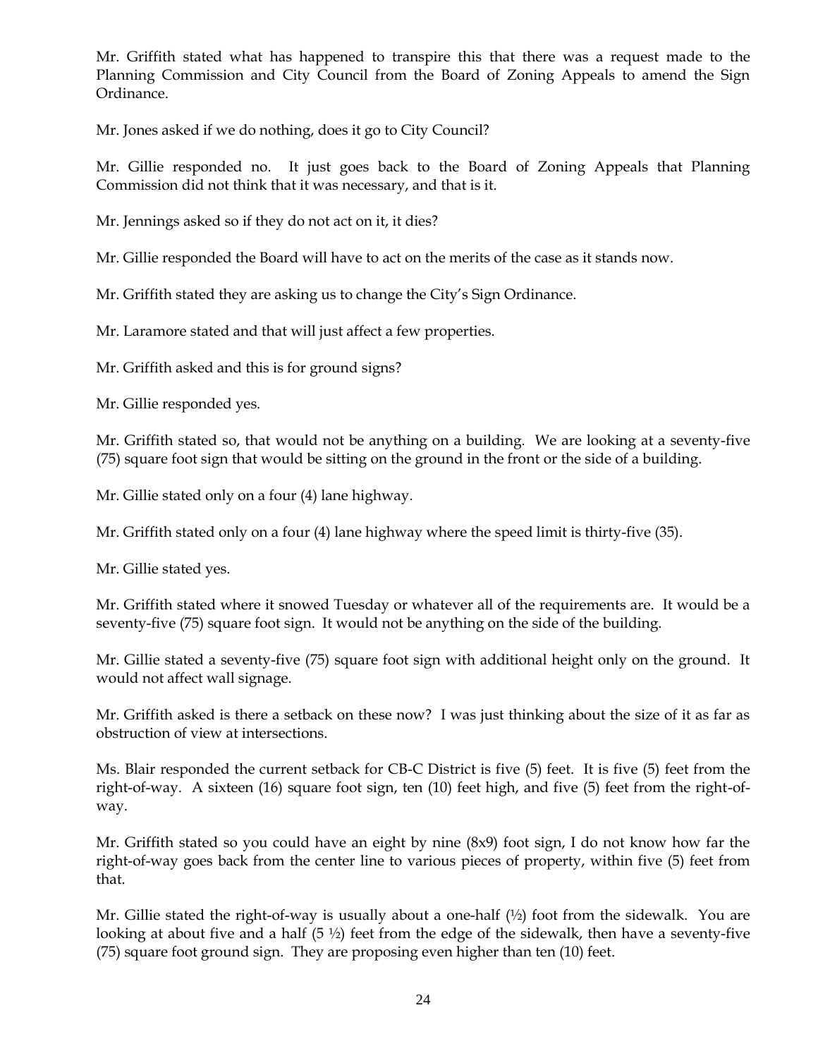Mr. Griffith stated what has happened to transpire this that there was a request made to the Planning Commission and City Council from the Board of Zoning Appeals to amend the Sign Ordinance.

Mr. Jones asked if we do nothing, does it go to City Council?

Mr. Gillie responded no. It just goes back to the Board of Zoning Appeals that Planning Commission did not think that it was necessary, and that is it.

Mr. Jennings asked so if they do not act on it, it dies?

Mr. Gillie responded the Board will have to act on the merits of the case as it stands now.

Mr. Griffith stated they are asking us to change the City's Sign Ordinance.

Mr. Laramore stated and that will just affect a few properties.

Mr. Griffith asked and this is for ground signs?

Mr. Gillie responded yes.

Mr. Griffith stated so, that would not be anything on a building. We are looking at a seventy-five (75) square foot sign that would be sitting on the ground in the front or the side of a building.

Mr. Gillie stated only on a four (4) lane highway.

Mr. Griffith stated only on a four (4) lane highway where the speed limit is thirty-five (35).

Mr. Gillie stated yes.

Mr. Griffith stated where it snowed Tuesday or whatever all of the requirements are. It would be a seventy-five (75) square foot sign. It would not be anything on the side of the building.

Mr. Gillie stated a seventy-five (75) square foot sign with additional height only on the ground. It would not affect wall signage.

Mr. Griffith asked is there a setback on these now? I was just thinking about the size of it as far as obstruction of view at intersections.

Ms. Blair responded the current setback for CB-C District is five (5) feet. It is five (5) feet from the right-of-way. A sixteen (16) square foot sign, ten (10) feet high, and five (5) feet from the right-of-way.

Mr. Griffith stated so you could have an eight by nine (8x9) foot sign, I do not know how far the right-of-way goes back from the center line to various pieces of property, within five (5) feet from that.

Mr. Gillie stated the right-of-way is usually about a one-half (½) foot from the sidewalk. You are looking at about five and a half (5 ½) feet from the edge of the sidewalk, then have a seventy-five (75) square foot ground sign. They are proposing even higher than ten (10) feet.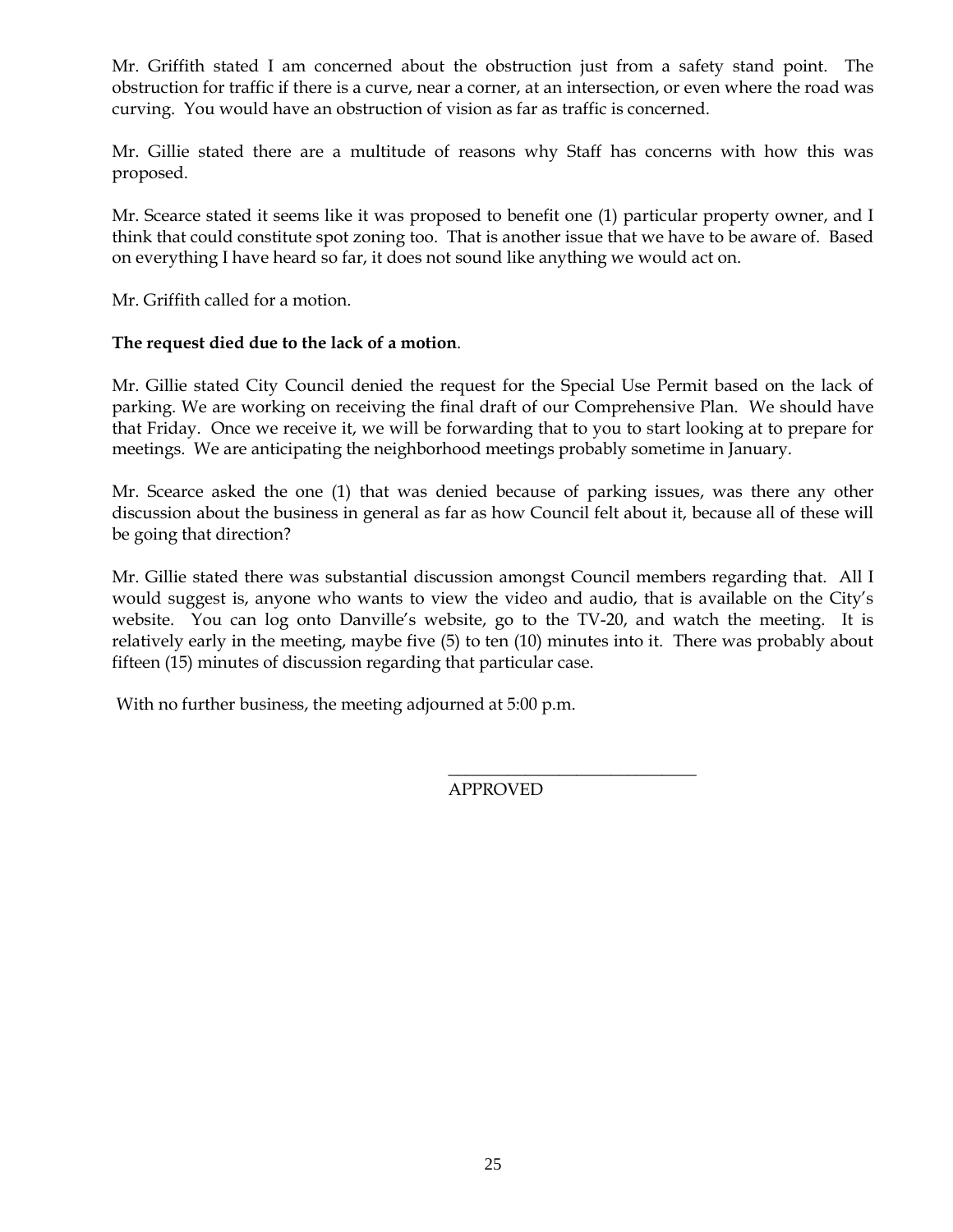Mr. Griffith stated I am concerned about the obstruction just from a safety stand point. The obstruction for traffic if there is a curve, near a corner, at an intersection, or even where the road was curving. You would have an obstruction of vision as far as traffic is concerned.

Mr. Gillie stated there are a multitude of reasons why Staff has concerns with how this was proposed.

Mr. Scearce stated it seems like it was proposed to benefit one (1) particular property owner, and I think that could constitute spot zoning too. That is another issue that we have to be aware of. Based on everything I have heard so far, it does not sound like anything we would act on.

Mr. Griffith called for a motion.

**The request died due to the lack of a motion**.

Mr. Gillie stated City Council denied the request for the Special Use Permit based on the lack of parking. We are working on receiving the final draft of our Comprehensive Plan. We should have that Friday. Once we receive it, we will be forwarding that to you to start looking at to prepare for meetings. We are anticipating the neighborhood meetings probably sometime in January.

Mr. Scearce asked the one (1) that was denied because of parking issues, was there any other discussion about the business in general as far as how Council felt about it, because all of these will be going that direction?

Mr. Gillie stated there was substantial discussion amongst Council members regarding that. All I would suggest is, anyone who wants to view the video and audio, that is available on the City's website. You can log onto Danville's website, go to the TV-20, and watch the meeting. It is relatively early in the meeting, maybe five (5) to ten (10) minutes into it. There was probably about fifteen (15) minutes of discussion regarding that particular case.

With no further business, the meeting adjourned at 5:00 p.m.

\_\_\_\_\_\_\_\_\_\_\_\_\_\_\_\_\_\_\_\_\_\_\_\_\_\_\_\_\_\_

APPROVED